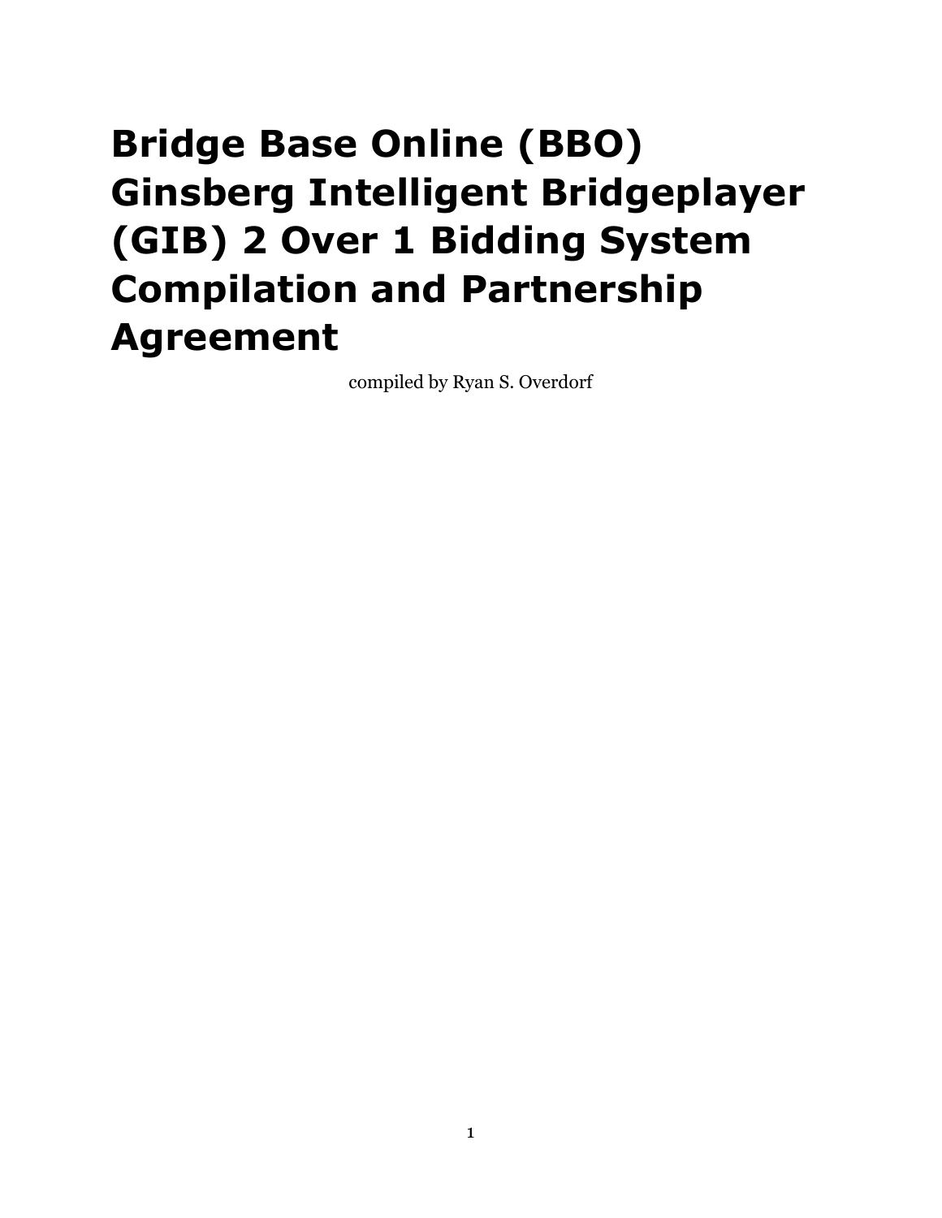# Bridge Base Online (BBO) Ginsberg Intelligent Bridgeplayer (GIB) 2 Over 1 Bidding System Compilation and Partnership Agreement

compiled by Ryan S. Overdorf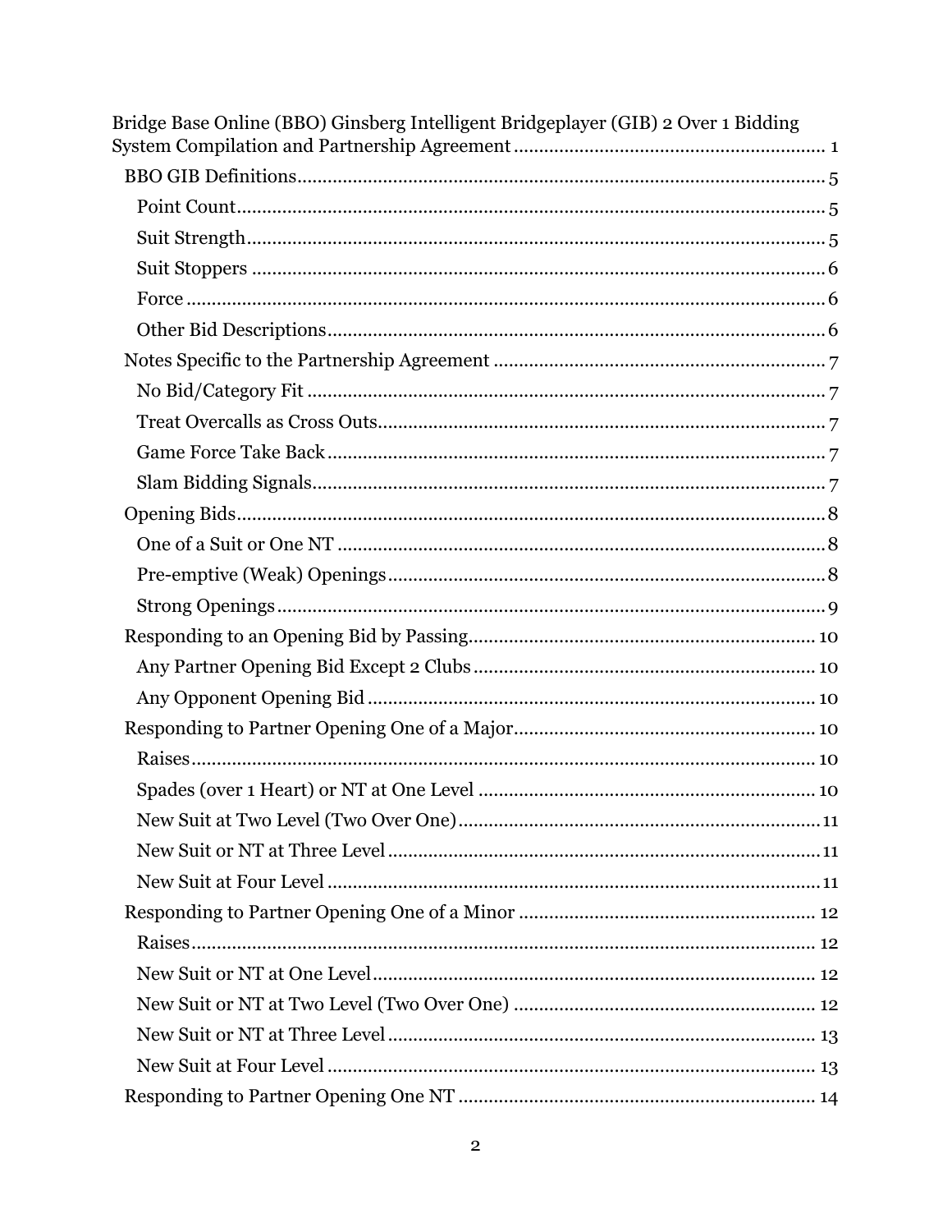Bridge Base Online (BBO) Ginsberg Intelligent Bridgeplayer (GIB) 2 Over 1 Bidding System Compilation and Partnership Agreement ............................................................ 1

- BBO GIB Definitions ........................................................................................ 5
  - Point Count ................................................................................................. 5
  - Suit Strength ................................................................................................ 5
  - Suit Stoppers ............................................................................................... 6
  - Force ............................................................................................................ 6
  - Other Bid Descriptions ................................................................................. 6
- Notes Specific to the Partnership Agreement ................................................. 7
  - No Bid/Category Fit .................................................................................... 7
  - Treat Overcalls as Cross Outs ....................................................................... 7
  - Game Force Take Back ................................................................................. 7
  - Slam Bidding Signals ................................................................................... 7
- Opening Bids ................................................................................................... 8
  - One of a Suit or One NT ............................................................................... 8
  - Pre-emptive (Weak) Openings ...................................................................... 8
  - Strong Openings ........................................................................................... 9
- Responding to an Opening Bid by Passing .................................................... 10
  - Any Partner Opening Bid Except 2 Clubs .................................................. 10
  - Any Opponent Opening Bid ........................................................................ 10
- Responding to Partner Opening One of a Major ........................................... 10
  - Raises ......................................................................................................... 10
  - Spades (over 1 Heart) or NT at One Level .................................................. 10
  - New Suit at Two Level (Two Over One) ...................................................... 11
  - New Suit or NT at Three Level .................................................................... 11
  - New Suit at Four Level ................................................................................ 11
- Responding to Partner Opening One of a Minor .......................................... 12
  - Raises ......................................................................................................... 12
  - New Suit or NT at One Level ...................................................................... 12
  - New Suit or NT at Two Level (Two Over One) ........................................... 12
  - New Suit or NT at Three Level .................................................................... 13
  - New Suit at Four Level ................................................................................ 13
- Responding to Partner Opening One NT ...................................................... 14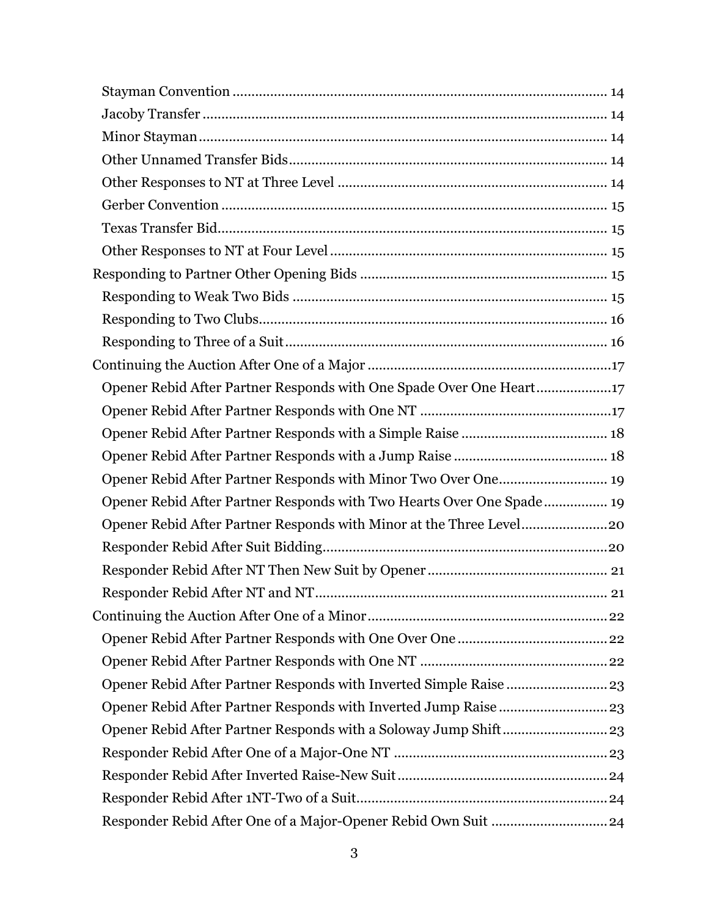- Stayman Convention ... 14
- Jacoby Transfer ... 14
- Minor Stayman ... 14
- Other Unnamed Transfer Bids ... 14
- Other Responses to NT at Three Level ... 14
- Gerber Convention ... 15
- Texas Transfer Bid ... 15
- Other Responses to NT at Four Level ... 15

Responding to Partner Other Opening Bids ... 15

- Responding to Weak Two Bids ... 15
- Responding to Two Clubs ... 16
- Responding to Three of a Suit ... 16

Continuing the Auction After One of a Major ... 17

- Opener Rebid After Partner Responds with One Spade Over One Heart ... 17
- Opener Rebid After Partner Responds with One NT ... 17
- Opener Rebid After Partner Responds with a Simple Raise ... 18
- Opener Rebid After Partner Responds with a Jump Raise ... 18
- Opener Rebid After Partner Responds with Minor Two Over One ... 19
- Opener Rebid After Partner Responds with Two Hearts Over One Spade ... 19
- Opener Rebid After Partner Responds with Minor at the Three Level ... 20
- Responder Rebid After Suit Bidding ... 20
- Responder Rebid After NT Then New Suit by Opener ... 21
- Responder Rebid After NT and NT ... 21

Continuing the Auction After One of a Minor ... 22

- Opener Rebid After Partner Responds with One Over One ... 22
- Opener Rebid After Partner Responds with One NT ... 22
- Opener Rebid After Partner Responds with Inverted Simple Raise ... 23
- Opener Rebid After Partner Responds with Inverted Jump Raise ... 23
- Opener Rebid After Partner Responds with a Soloway Jump Shift ... 23
- Responder Rebid After One of a Major-One NT ... 23
- Responder Rebid After Inverted Raise-New Suit ... 24
- Responder Rebid After 1NT-Two of a Suit ... 24
- Responder Rebid After One of a Major-Opener Rebid Own Suit ... 24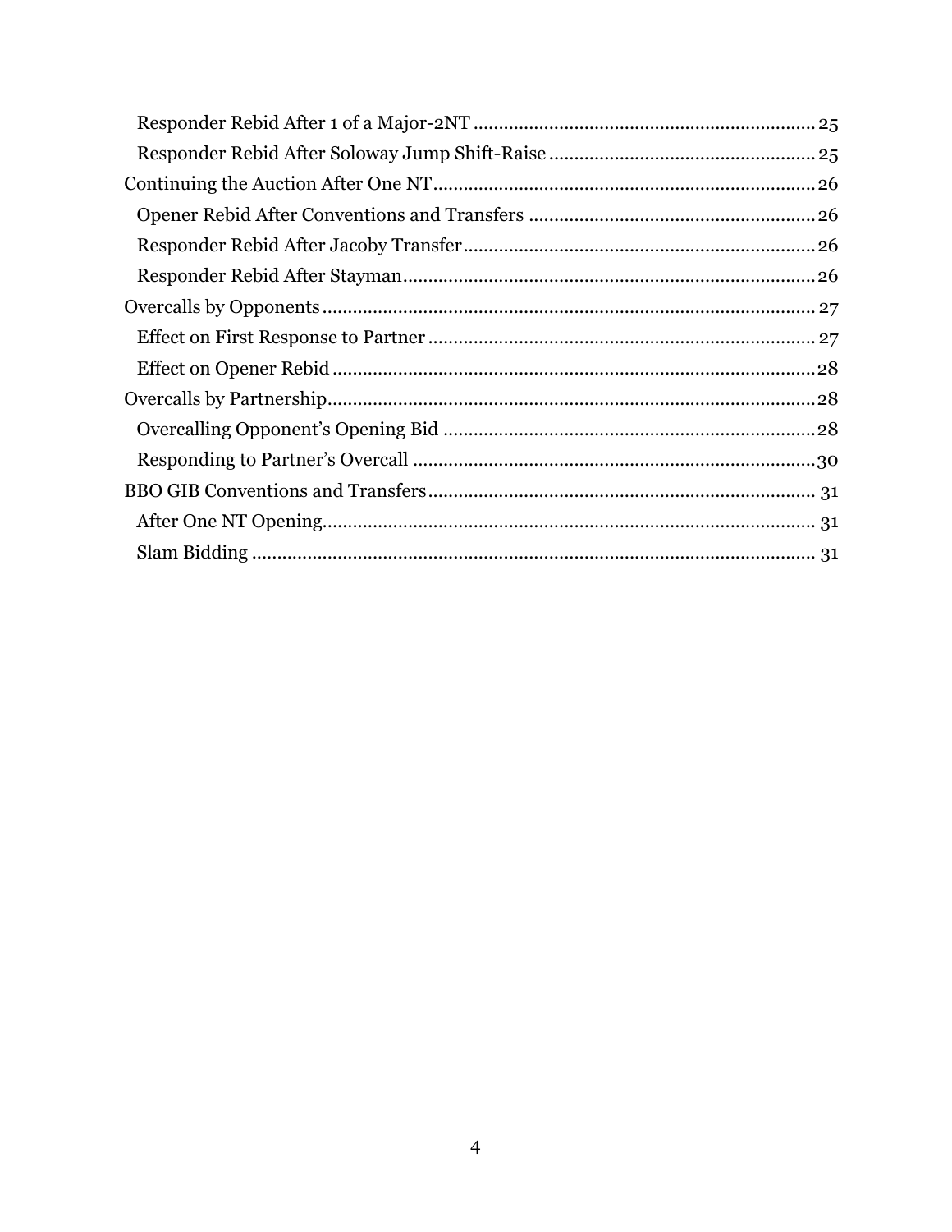- Responder Rebid After 1 of a Major-2NT ........................................................................ 25
- Responder Rebid After Soloway Jump Shift-Raise ............................................................ 25

Continuing the Auction After One NT ..................................................................................... 26

- Opener Rebid After Conventions and Transfers ................................................................. 26
- Responder Rebid After Jacoby Transfer ............................................................................. 26
- Responder Rebid After Stayman ........................................................................................ 26

Overcalls by Opponents ........................................................................................................... 27

- Effect on First Response to Partner .................................................................................... 27
- Effect on Opener Rebid ....................................................................................................... 28

Overcalls by Partnership .......................................................................................................... 28

- Overcalling Opponent's Opening Bid ................................................................................. 28
- Responding to Partner's Overcall ....................................................................................... 30

BBO GIB Conventions and Transfers ...................................................................................... 31

- After One NT Opening ........................................................................................................ 31
- Slam Bidding ...................................................................................................................... 31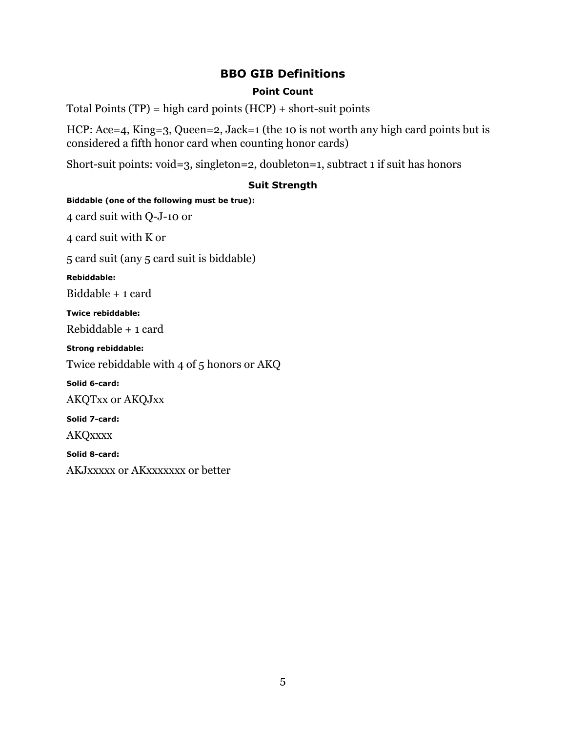## BBO GIB Definitions

### Point Count

Total Points (TP) = high card points (HCP) + short-suit points

HCP: Ace=4, King=3, Queen=2, Jack=1 (the 10 is not worth any high card points but is considered a fifth honor card when counting honor cards)

Short-suit points: void=3, singleton=2, doubleton=1, subtract 1 if suit has honors

### Suit Strength

**Biddable (one of the following must be true):**

4 card suit with Q-J-10 or

4 card suit with K or

5 card suit (any 5 card suit is biddable)

**Rebiddable:**

Biddable + 1 card

**Twice rebiddable:**

Rebiddable + 1 card

**Strong rebiddable:**

Twice rebiddable with 4 of 5 honors or AKQ

**Solid 6-card:**

AKQTxx or AKQJxx

**Solid 7-card:**

AKQxxxx

**Solid 8-card:**

AKJxxxxx or AKxxxxxx or better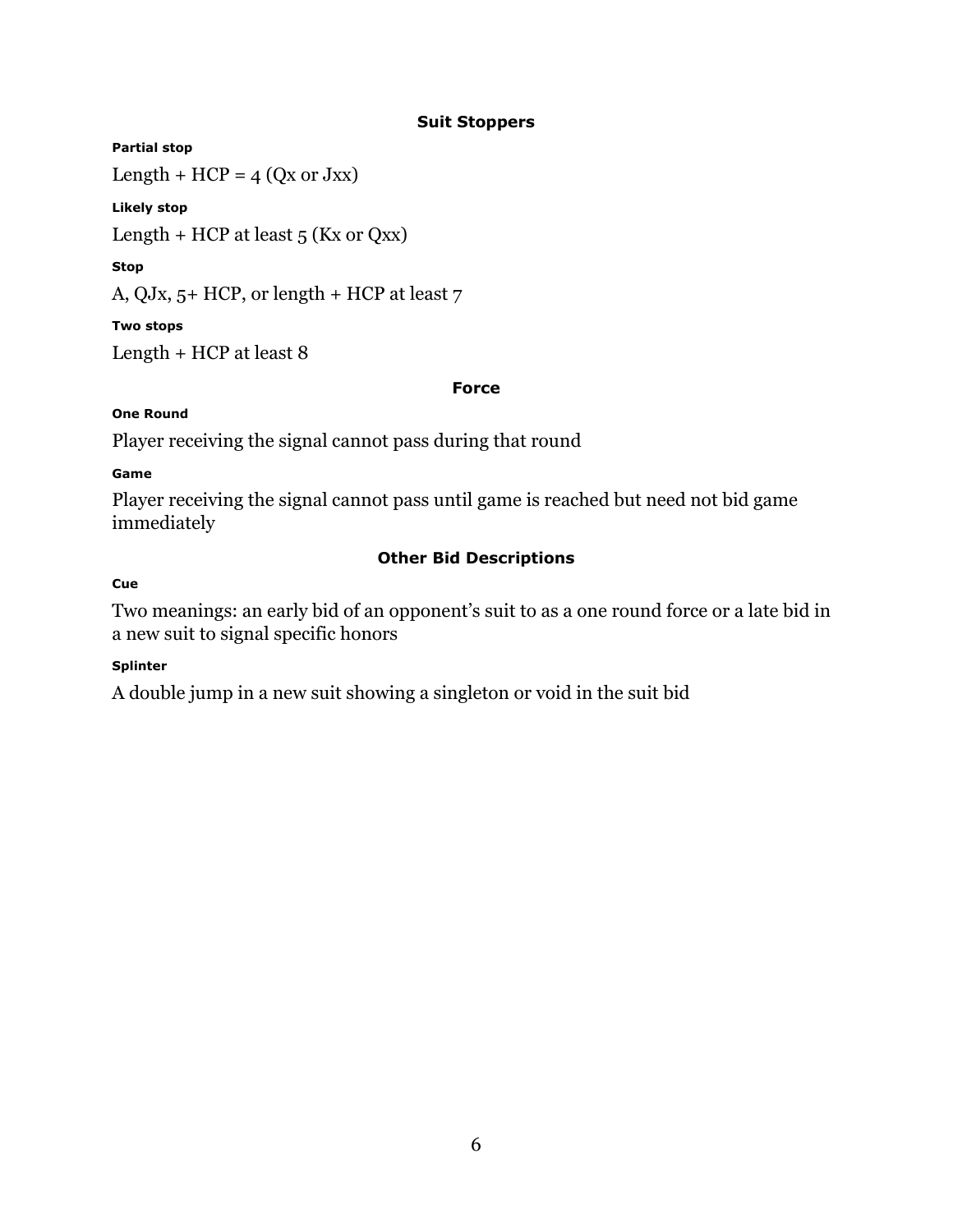## Suit Stoppers

#### Partial stop

Length + HCP = 4 (Qx or Jxx)

#### Likely stop

Length + HCP at least 5 (Kx or Qxx)

#### Stop

A, QJx, 5+ HCP, or length + HCP at least 7

#### Two stops

Length + HCP at least 8

## Force

#### One Round

Player receiving the signal cannot pass during that round

#### Game

Player receiving the signal cannot pass until game is reached but need not bid game immediately

## Other Bid Descriptions

#### Cue

Two meanings: an early bid of an opponent's suit to as a one round force or a late bid in a new suit to signal specific honors

#### Splinter

A double jump in a new suit showing a singleton or void in the suit bid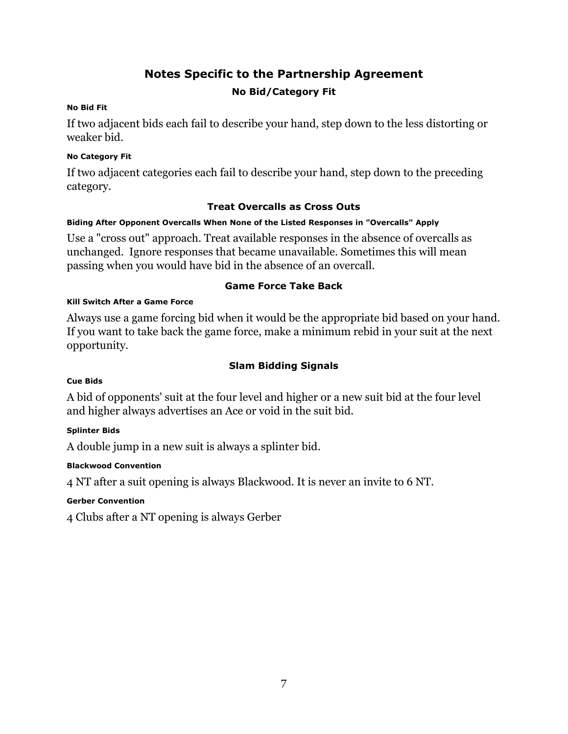## Notes Specific to the Partnership Agreement

### No Bid/Category Fit

#### No Bid Fit

If two adjacent bids each fail to describe your hand, step down to the less distorting or weaker bid.

#### No Category Fit

If two adjacent categories each fail to describe your hand, step down to the preceding category.

### Treat Overcalls as Cross Outs

#### Biding After Opponent Overcalls When None of the Listed Responses in "Overcalls" Apply

Use a "cross out" approach. Treat available responses in the absence of overcalls as unchanged.  Ignore responses that became unavailable. Sometimes this will mean passing when you would have bid in the absence of an overcall.

### Game Force Take Back

#### Kill Switch After a Game Force

Always use a game forcing bid when it would be the appropriate bid based on your hand. If you want to take back the game force, make a minimum rebid in your suit at the next opportunity.

### Slam Bidding Signals

#### Cue Bids

A bid of opponents' suit at the four level and higher or a new suit bid at the four level and higher always advertises an Ace or void in the suit bid.

#### Splinter Bids

A double jump in a new suit is always a splinter bid.

#### Blackwood Convention

4 NT after a suit opening is always Blackwood. It is never an invite to 6 NT.

#### Gerber Convention

4 Clubs after a NT opening is always Gerber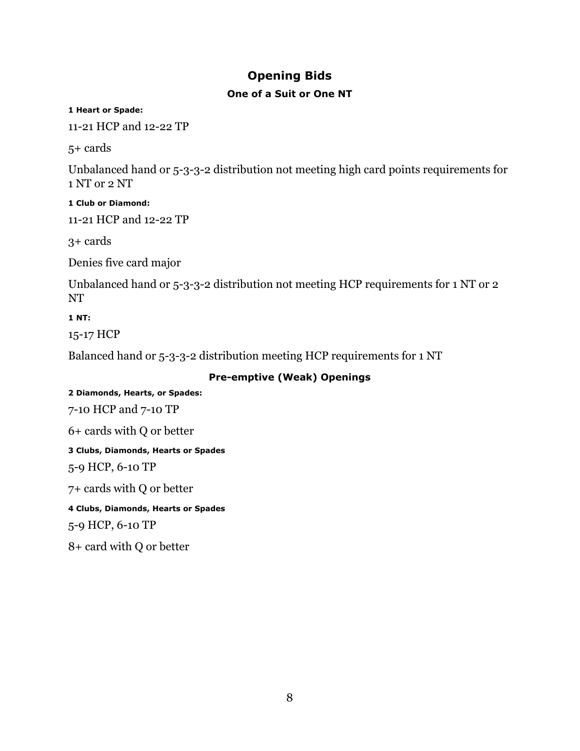# Opening Bids

## One of a Suit or One NT

**1 Heart or Spade:**

11-21 HCP and 12-22 TP

5+ cards

Unbalanced hand or 5-3-3-2 distribution not meeting high card points requirements for 1 NT or 2 NT

**1 Club or Diamond:**

11-21 HCP and 12-22 TP

3+ cards

Denies five card major

Unbalanced hand or 5-3-3-2 distribution not meeting HCP requirements for 1 NT or 2 NT

**1 NT:**

15-17 HCP

Balanced hand or 5-3-3-2 distribution meeting HCP requirements for 1 NT

## Pre-emptive (Weak) Openings

**2 Diamonds, Hearts, or Spades:**

7-10 HCP and 7-10 TP

6+ cards with Q or better

**3 Clubs, Diamonds, Hearts or Spades**

5-9 HCP, 6-10 TP

7+ cards with Q or better

**4 Clubs, Diamonds, Hearts or Spades**

5-9 HCP, 6-10 TP

8+ card with Q or better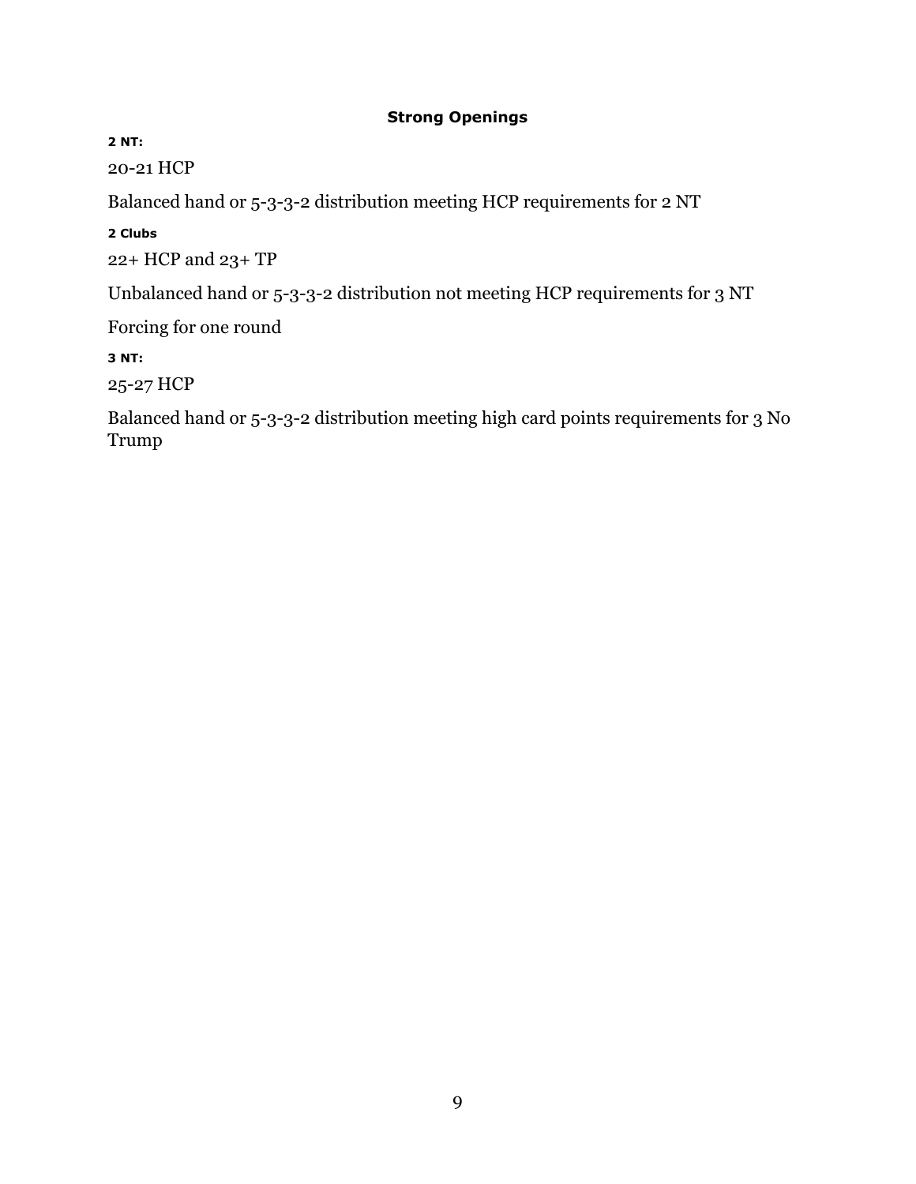## Strong Openings

#### 2 NT:

20-21 HCP

Balanced hand or 5-3-3-2 distribution meeting HCP requirements for 2 NT

#### 2 Clubs

22+ HCP and 23+ TP

Unbalanced hand or 5-3-3-2 distribution not meeting HCP requirements for 3 NT

Forcing for one round

#### 3 NT:

25-27 HCP

Balanced hand or 5-3-3-2 distribution meeting high card points requirements for 3 No Trump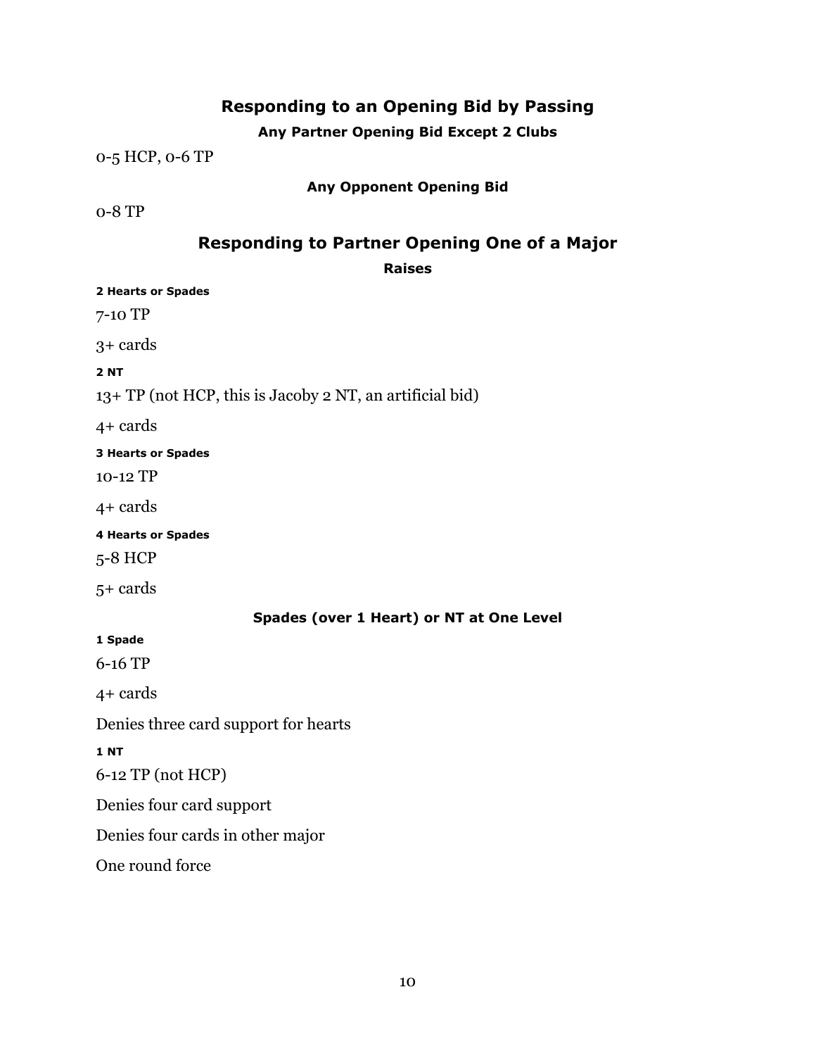## Responding to an Opening Bid by Passing

### Any Partner Opening Bid Except 2 Clubs

0-5 HCP, 0-6 TP

### Any Opponent Opening Bid

0-8 TP

## Responding to Partner Opening One of a Major

### Raises

#### 2 Hearts or Spades

7-10 TP

3+ cards

#### 2 NT

13+ TP (not HCP, this is Jacoby 2 NT, an artificial bid)

4+ cards

#### 3 Hearts or Spades

10-12 TP

4+ cards

#### 4 Hearts or Spades

5-8 HCP

5+ cards

### Spades (over 1 Heart) or NT at One Level

#### 1 Spade

6-16 TP

4+ cards

Denies three card support for hearts

#### 1 NT

6-12 TP (not HCP)

Denies four card support

Denies four cards in other major

One round force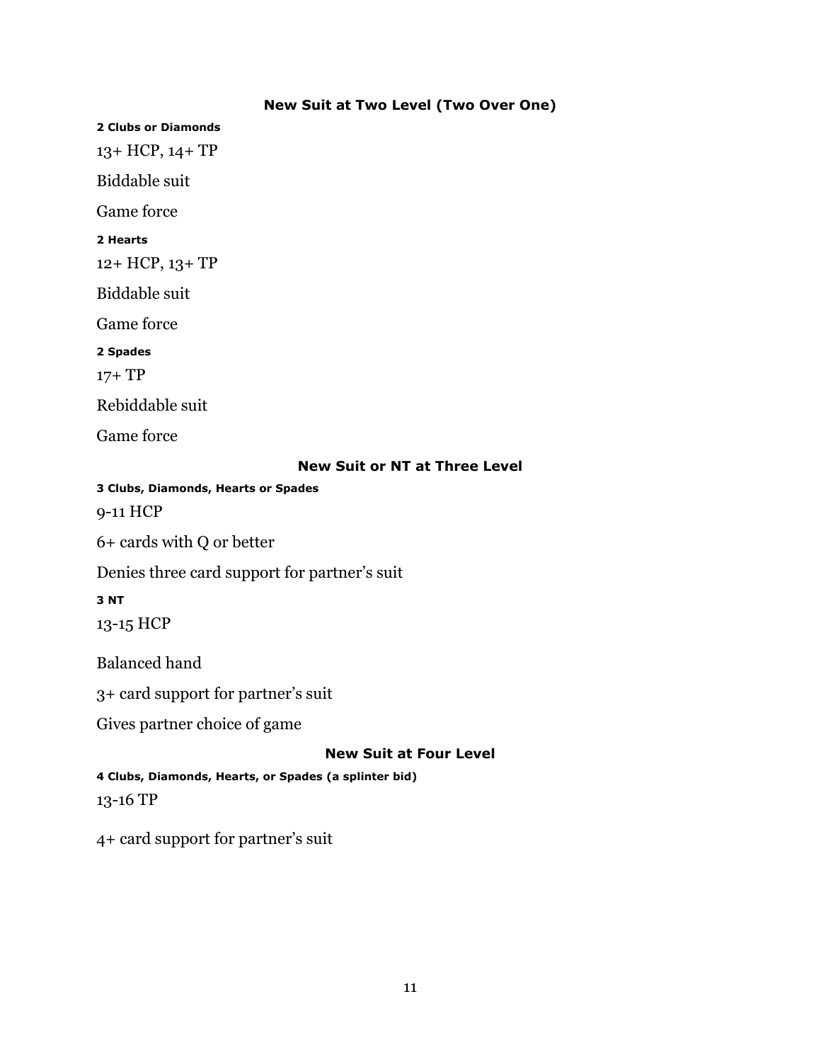## New Suit at Two Level (Two Over One)

#### 2 Clubs or Diamonds

13+ HCP, 14+ TP

Biddable suit

Game force

#### 2 Hearts

12+ HCP, 13+ TP

Biddable suit

Game force

#### 2 Spades

17+ TP

Rebiddable suit

Game force

## New Suit or NT at Three Level

#### 3 Clubs, Diamonds, Hearts or Spades

9-11 HCP

6+ cards with Q or better

Denies three card support for partner's suit

#### 3 NT

13-15 HCP

Balanced hand

3+ card support for partner's suit

Gives partner choice of game

## New Suit at Four Level

#### 4 Clubs, Diamonds, Hearts, or Spades (a splinter bid)

13-16 TP

4+ card support for partner's suit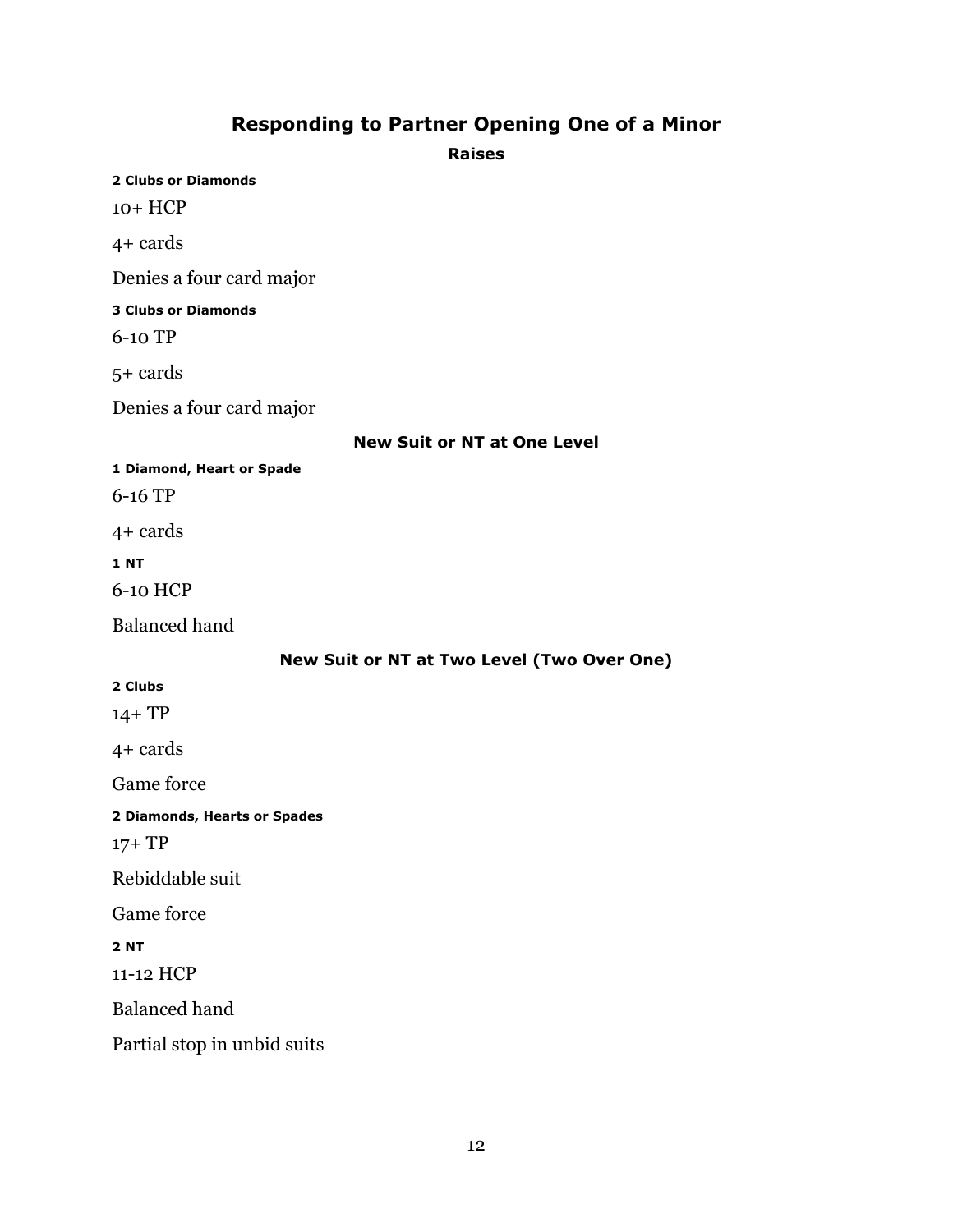## Responding to Partner Opening One of a Minor

### Raises

#### 2 Clubs or Diamonds

10+ HCP

4+ cards

Denies a four card major

#### 3 Clubs or Diamonds

6-10 TP

5+ cards

Denies a four card major

### New Suit or NT at One Level

#### 1 Diamond, Heart or Spade

6-16 TP

4+ cards

#### 1 NT

6-10 HCP

Balanced hand

### New Suit or NT at Two Level (Two Over One)

#### 2 Clubs

14+ TP

4+ cards

Game force

#### 2 Diamonds, Hearts or Spades

17+ TP

Rebiddable suit

Game force

#### 2 NT

11-12 HCP

Balanced hand

Partial stop in unbid suits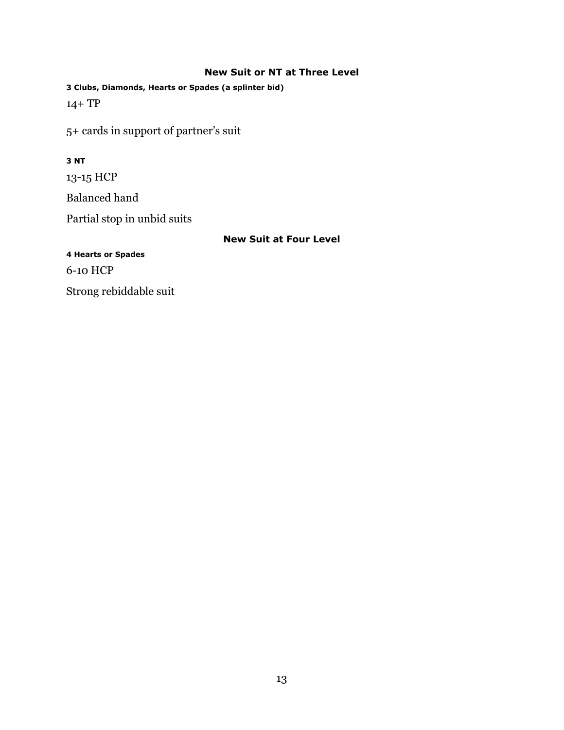## New Suit or NT at Three Level

#### 3 Clubs, Diamonds, Hearts or Spades (a splinter bid)

14+ TP

5+ cards in support of partner's suit

#### 3 NT

13-15 HCP

Balanced hand

Partial stop in unbid suits

## New Suit at Four Level

#### 4 Hearts or Spades

6-10 HCP

Strong rebiddable suit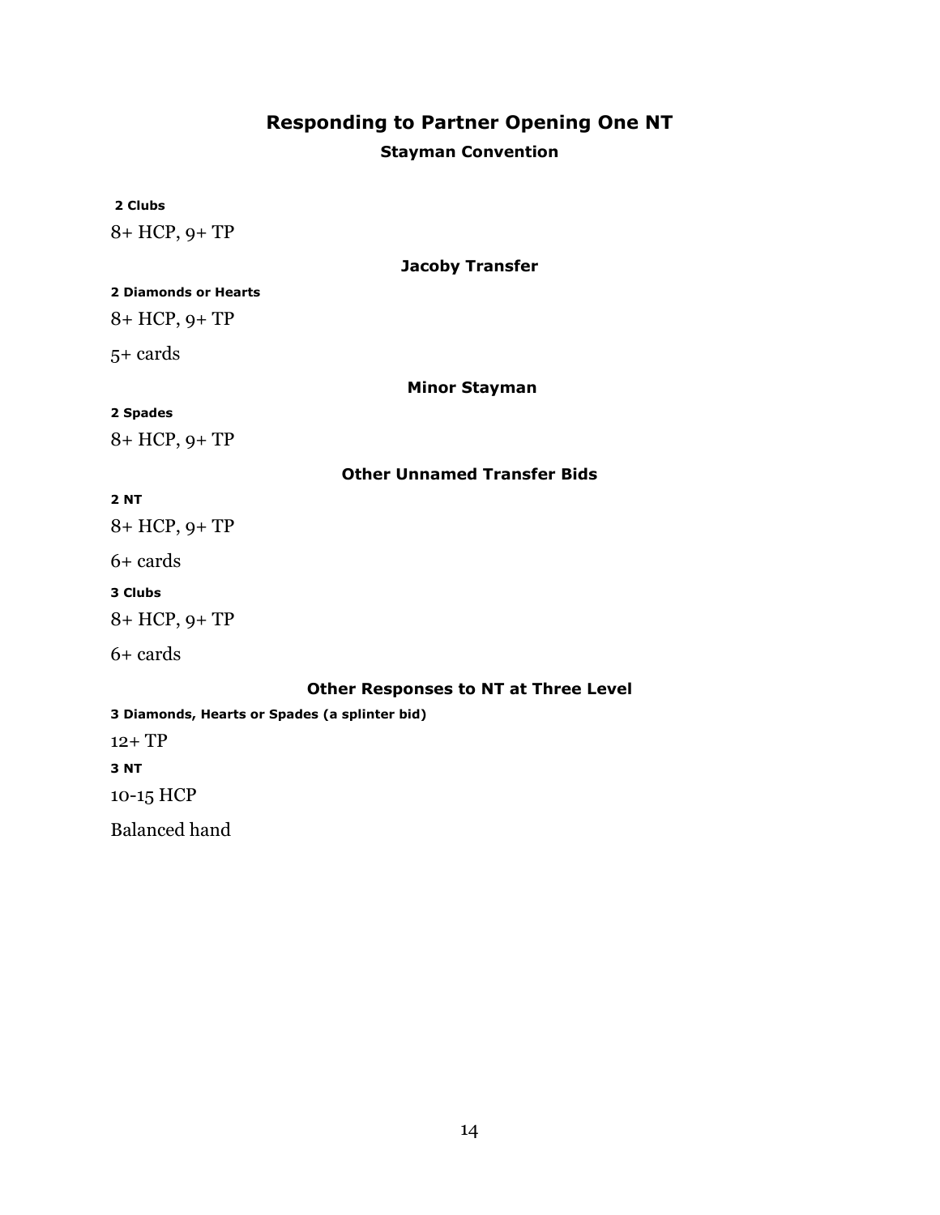# Responding to Partner Opening One NT

## Stayman Convention

**2 Clubs**

8+ HCP, 9+ TP

## Jacoby Transfer

**2 Diamonds or Hearts**

8+ HCP, 9+ TP

5+ cards

## Minor Stayman

**2 Spades**

8+ HCP, 9+ TP

## Other Unnamed Transfer Bids

**2 NT**

8+ HCP, 9+ TP

6+ cards

**3 Clubs**

8+ HCP, 9+ TP

6+ cards

## Other Responses to NT at Three Level

**3 Diamonds, Hearts or Spades (a splinter bid)**

12+ TP

**3 NT**

10-15 HCP

Balanced hand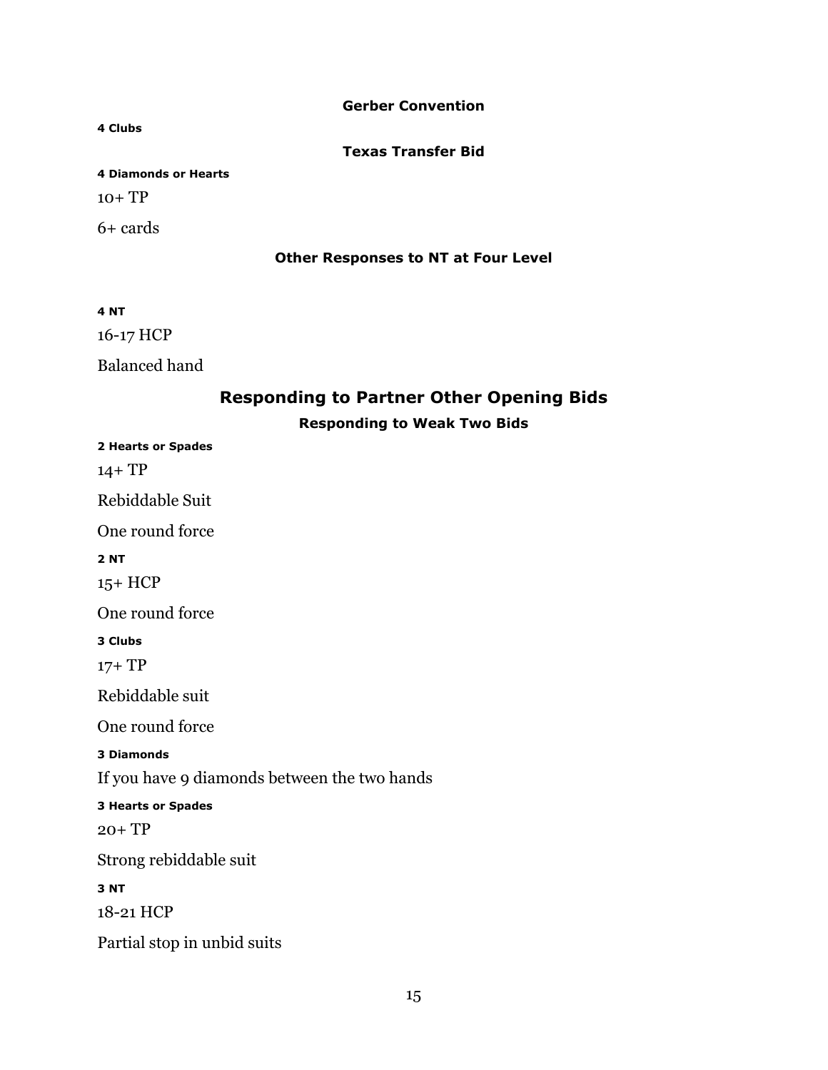### Gerber Convention

**4 Clubs**

### Texas Transfer Bid

**4 Diamonds or Hearts**

10+ TP

6+ cards

### Other Responses to NT at Four Level

**4 NT**

16-17 HCP

Balanced hand

## Responding to Partner Other Opening Bids

### Responding to Weak Two Bids

**2 Hearts or Spades**

14+ TP

Rebiddable Suit

One round force

**2 NT**

15+ HCP

One round force

**3 Clubs**

17+ TP

Rebiddable suit

One round force

**3 Diamonds**

If you have 9 diamonds between the two hands

**3 Hearts or Spades**

20+ TP

Strong rebiddable suit

**3 NT**

18-21 HCP

Partial stop in unbid suits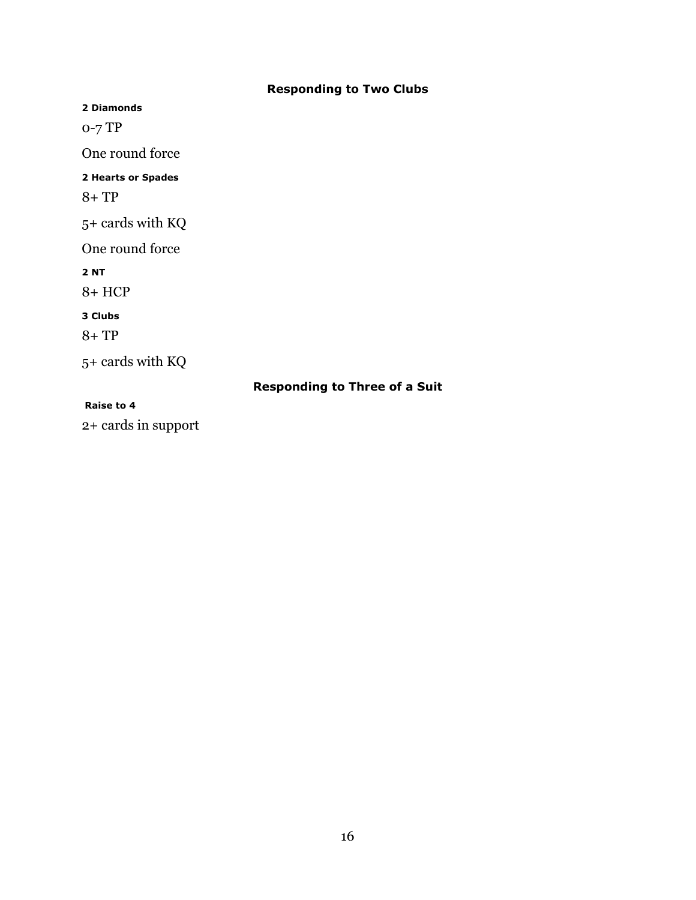## Responding to Two Clubs

#### 2 Diamonds

0-7 TP

One round force

#### 2 Hearts or Spades

8+ TP

5+ cards with KQ

One round force

#### 2 NT

8+ HCP

#### 3 Clubs

8+ TP

5+ cards with KQ

## Responding to Three of a Suit

#### Raise to 4

2+ cards in support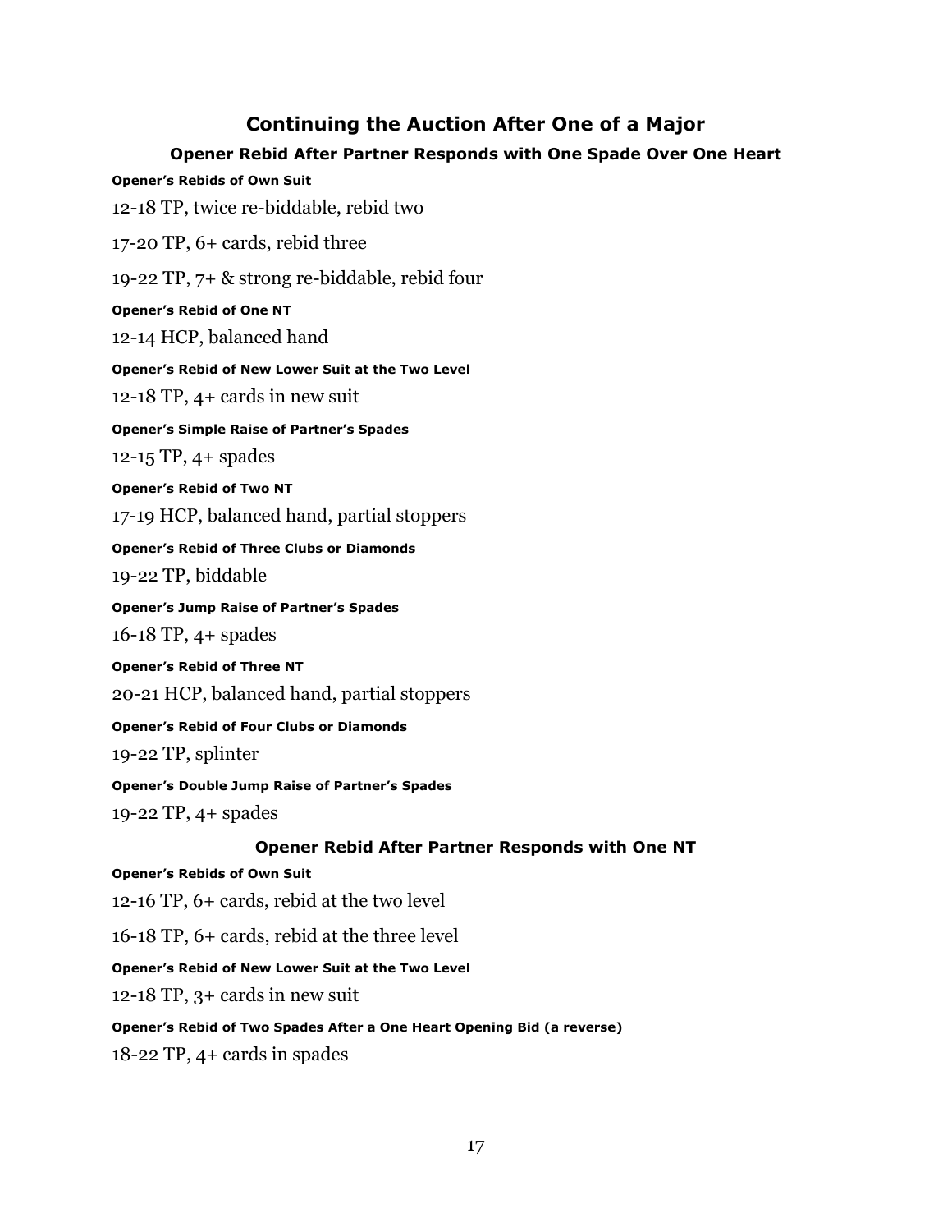## Continuing the Auction After One of a Major

### Opener Rebid After Partner Responds with One Spade Over One Heart

**Opener's Rebids of Own Suit**

12-18 TP, twice re-biddable, rebid two

17-20 TP, 6+ cards, rebid three

19-22 TP, 7+ & strong re-biddable, rebid four

**Opener's Rebid of One NT**

12-14 HCP, balanced hand

**Opener's Rebid of New Lower Suit at the Two Level**

12-18 TP, 4+ cards in new suit

**Opener's Simple Raise of Partner's Spades**

12-15 TP, 4+ spades

**Opener's Rebid of Two NT**

17-19 HCP, balanced hand, partial stoppers

**Opener's Rebid of Three Clubs or Diamonds**

19-22 TP, biddable

**Opener's Jump Raise of Partner's Spades**

16-18 TP, 4+ spades

**Opener's Rebid of Three NT**

20-21 HCP, balanced hand, partial stoppers

**Opener's Rebid of Four Clubs or Diamonds**

19-22 TP, splinter

**Opener's Double Jump Raise of Partner's Spades**

19-22 TP, 4+ spades

### Opener Rebid After Partner Responds with One NT

**Opener's Rebids of Own Suit**

12-16 TP, 6+ cards, rebid at the two level

16-18 TP, 6+ cards, rebid at the three level

**Opener's Rebid of New Lower Suit at the Two Level**

12-18 TP, 3+ cards in new suit

**Opener's Rebid of Two Spades After a One Heart Opening Bid (a reverse)**

18-22 TP, 4+ cards in spades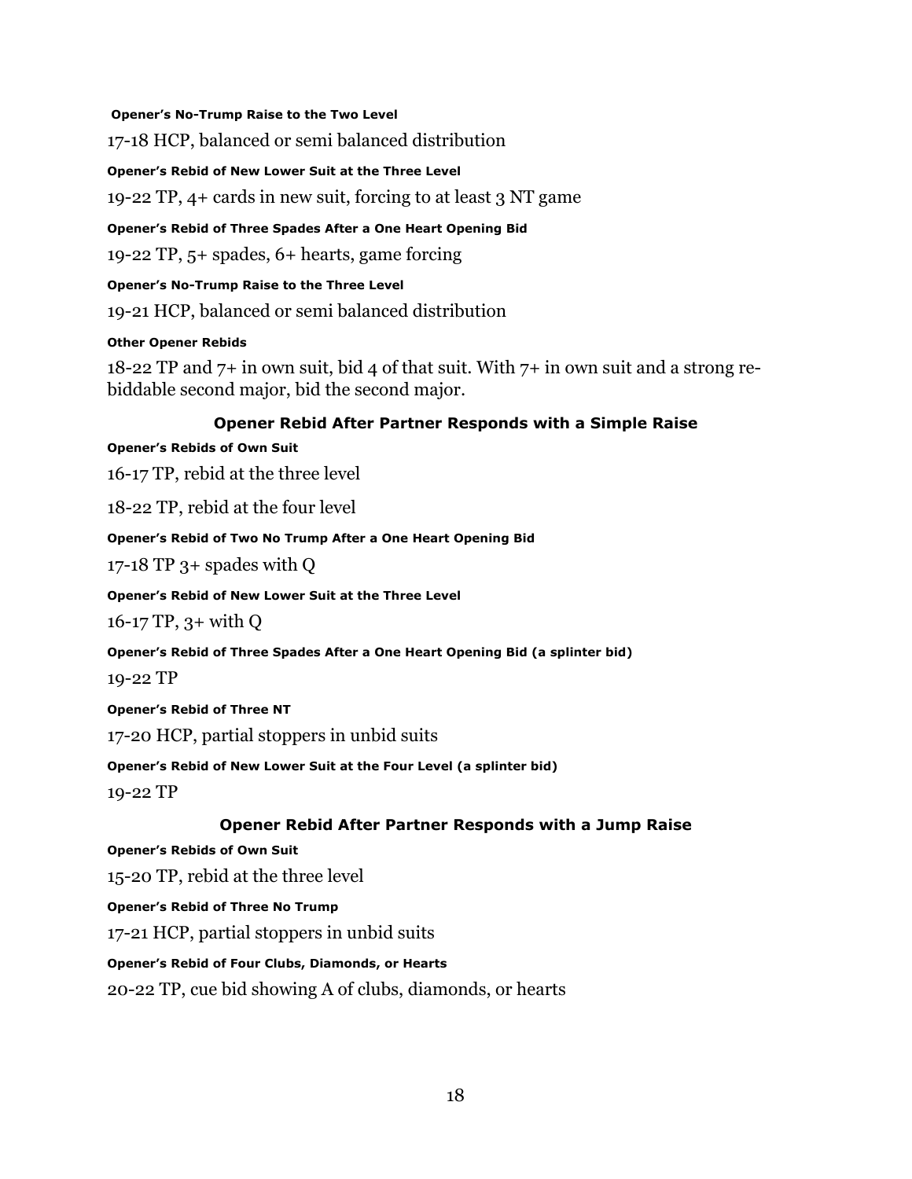#### Opener's No-Trump Raise to the Two Level

17-18 HCP, balanced or semi balanced distribution

#### Opener's Rebid of New Lower Suit at the Three Level

19-22 TP, 4+ cards in new suit, forcing to at least 3 NT game

#### Opener's Rebid of Three Spades After a One Heart Opening Bid

19-22 TP, 5+ spades, 6+ hearts, game forcing

#### Opener's No-Trump Raise to the Three Level

19-21 HCP, balanced or semi balanced distribution

#### Other Opener Rebids

18-22 TP and 7+ in own suit, bid 4 of that suit. With 7+ in own suit and a strong re-biddable second major, bid the second major.

### Opener Rebid After Partner Responds with a Simple Raise

#### Opener's Rebids of Own Suit

16-17 TP, rebid at the three level

18-22 TP, rebid at the four level

#### Opener's Rebid of Two No Trump After a One Heart Opening Bid

17-18 TP 3+ spades with Q

#### Opener's Rebid of New Lower Suit at the Three Level

16-17 TP, 3+ with Q

#### Opener's Rebid of Three Spades After a One Heart Opening Bid (a splinter bid)

19-22 TP

#### Opener's Rebid of Three NT

17-20 HCP, partial stoppers in unbid suits

#### Opener's Rebid of New Lower Suit at the Four Level (a splinter bid)

19-22 TP

### Opener Rebid After Partner Responds with a Jump Raise

#### Opener's Rebids of Own Suit

15-20 TP, rebid at the three level

#### Opener's Rebid of Three No Trump

17-21 HCP, partial stoppers in unbid suits

#### Opener's Rebid of Four Clubs, Diamonds, or Hearts

20-22 TP, cue bid showing A of clubs, diamonds, or hearts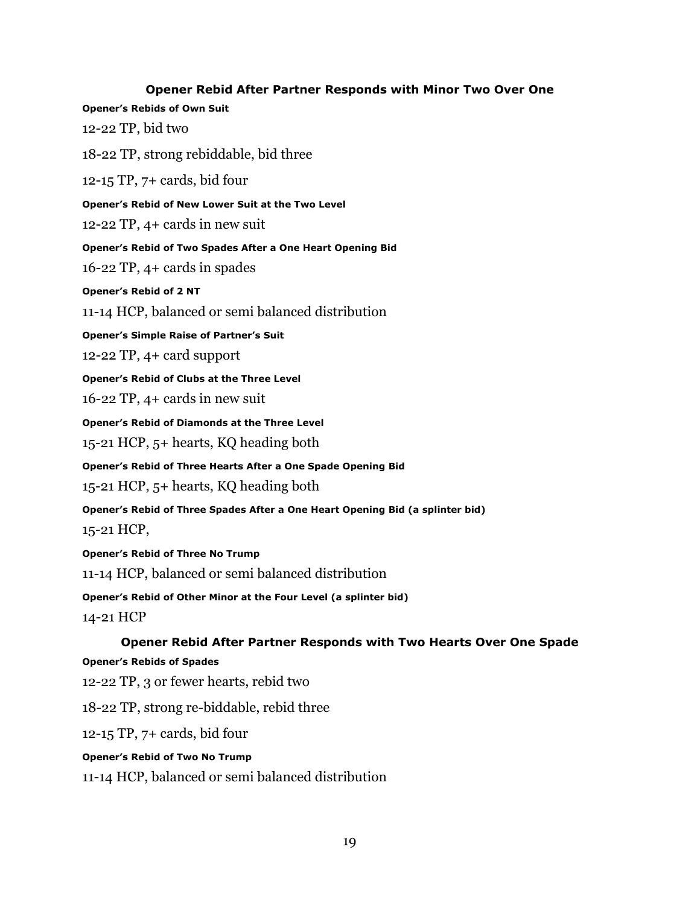## Opener Rebid After Partner Responds with Minor Two Over One

#### Opener's Rebids of Own Suit

12-22 TP, bid two

18-22 TP, strong rebiddable, bid three

12-15 TP, 7+ cards, bid four

#### Opener's Rebid of New Lower Suit at the Two Level

12-22 TP, 4+ cards in new suit

#### Opener's Rebid of Two Spades After a One Heart Opening Bid

16-22 TP, 4+ cards in spades

#### Opener's Rebid of 2 NT

11-14 HCP, balanced or semi balanced distribution

#### Opener's Simple Raise of Partner's Suit

12-22 TP, 4+ card support

#### Opener's Rebid of Clubs at the Three Level

16-22 TP, 4+ cards in new suit

#### Opener's Rebid of Diamonds at the Three Level

15-21 HCP, 5+ hearts, KQ heading both

#### Opener's Rebid of Three Hearts After a One Spade Opening Bid

15-21 HCP, 5+ hearts, KQ heading both

#### Opener's Rebid of Three Spades After a One Heart Opening Bid (a splinter bid)

15-21 HCP,

#### Opener's Rebid of Three No Trump

11-14 HCP, balanced or semi balanced distribution

#### Opener's Rebid of Other Minor at the Four Level (a splinter bid)

14-21 HCP

## Opener Rebid After Partner Responds with Two Hearts Over One Spade

#### Opener's Rebids of Spades

12-22 TP, 3 or fewer hearts, rebid two

18-22 TP, strong re-biddable, rebid three

12-15 TP, 7+ cards, bid four

#### Opener's Rebid of Two No Trump

11-14 HCP, balanced or semi balanced distribution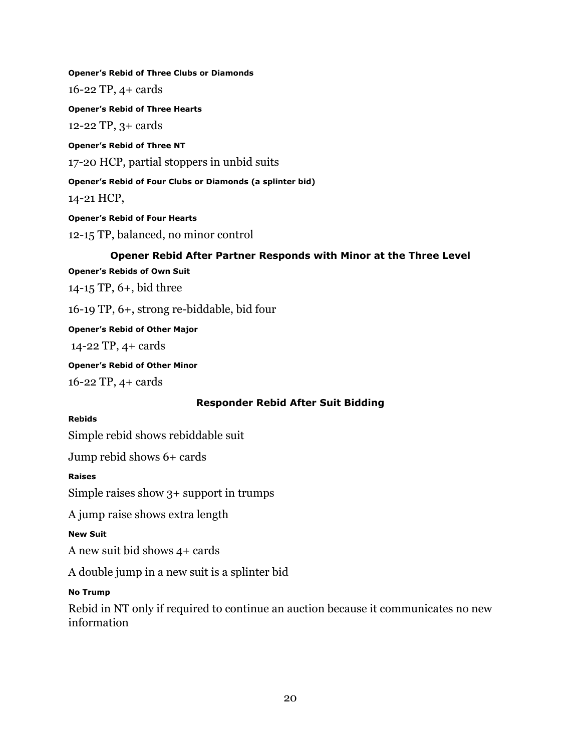#### Opener's Rebid of Three Clubs or Diamonds

16-22 TP, 4+ cards

#### Opener's Rebid of Three Hearts

12-22 TP, 3+ cards

#### Opener's Rebid of Three NT

17-20 HCP, partial stoppers in unbid suits

#### Opener's Rebid of Four Clubs or Diamonds (a splinter bid)

14-21 HCP,

#### Opener's Rebid of Four Hearts

12-15 TP, balanced, no minor control

### Opener Rebid After Partner Responds with Minor at the Three Level

#### Opener's Rebids of Own Suit

14-15 TP, 6+, bid three

16-19 TP, 6+, strong re-biddable, bid four

#### Opener's Rebid of Other Major

14-22 TP, 4+ cards

#### Opener's Rebid of Other Minor

16-22 TP, 4+ cards

### Responder Rebid After Suit Bidding

#### Rebids

Simple rebid shows rebiddable suit

Jump rebid shows 6+ cards

#### Raises

Simple raises show 3+ support in trumps

A jump raise shows extra length

#### New Suit

A new suit bid shows 4+ cards

A double jump in a new suit is a splinter bid

#### No Trump

Rebid in NT only if required to continue an auction because it communicates no new information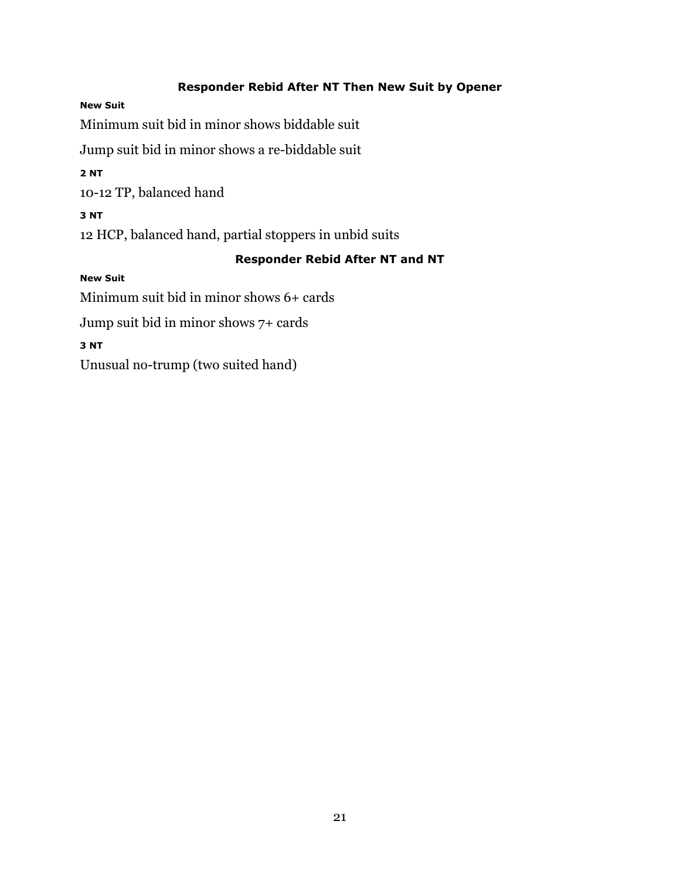## Responder Rebid After NT Then New Suit by Opener

#### New Suit

Minimum suit bid in minor shows biddable suit

Jump suit bid in minor shows a re-biddable suit

#### 2 NT

10-12 TP, balanced hand

#### 3 NT

12 HCP, balanced hand, partial stoppers in unbid suits

## Responder Rebid After NT and NT

#### New Suit

Minimum suit bid in minor shows 6+ cards

Jump suit bid in minor shows 7+ cards

#### 3 NT

Unusual no-trump (two suited hand)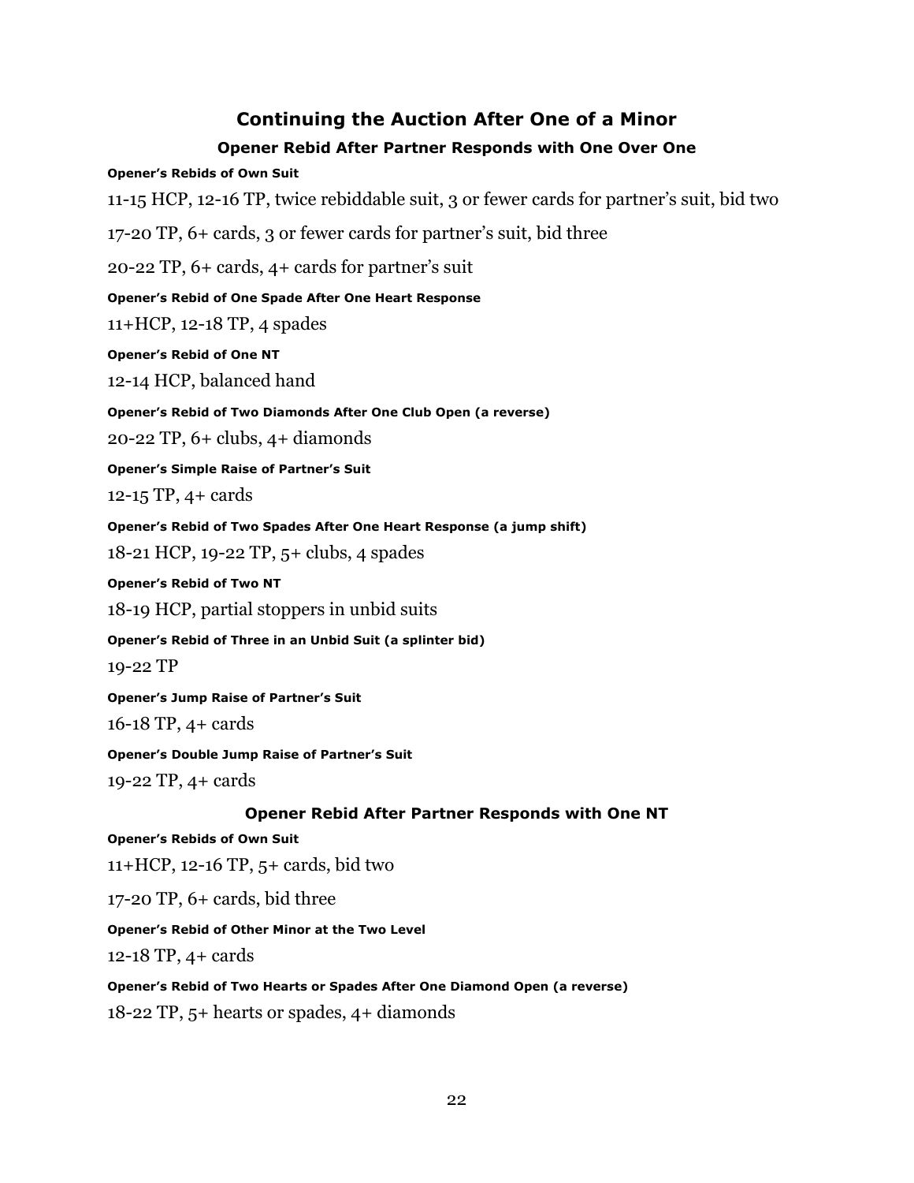## Continuing the Auction After One of a Minor

### Opener Rebid After Partner Responds with One Over One

**Opener's Rebids of Own Suit**

11-15 HCP, 12-16 TP, twice rebiddable suit, 3 or fewer cards for partner's suit, bid two

17-20 TP, 6+ cards, 3 or fewer cards for partner's suit, bid three

20-22 TP, 6+ cards, 4+ cards for partner's suit

**Opener's Rebid of One Spade After One Heart Response**

11+HCP, 12-18 TP, 4 spades

**Opener's Rebid of One NT**

12-14 HCP, balanced hand

**Opener's Rebid of Two Diamonds After One Club Open (a reverse)**

20-22 TP, 6+ clubs, 4+ diamonds

**Opener's Simple Raise of Partner's Suit**

12-15 TP, 4+ cards

**Opener's Rebid of Two Spades After One Heart Response (a jump shift)**

18-21 HCP, 19-22 TP, 5+ clubs, 4 spades

**Opener's Rebid of Two NT**

18-19 HCP, partial stoppers in unbid suits

**Opener's Rebid of Three in an Unbid Suit (a splinter bid)**

19-22 TP

**Opener's Jump Raise of Partner's Suit**

16-18 TP, 4+ cards

**Opener's Double Jump Raise of Partner's Suit**

19-22 TP, 4+ cards

### Opener Rebid After Partner Responds with One NT

**Opener's Rebids of Own Suit**

11+HCP, 12-16 TP, 5+ cards, bid two

17-20 TP, 6+ cards, bid three

**Opener's Rebid of Other Minor at the Two Level**

12-18 TP, 4+ cards

**Opener's Rebid of Two Hearts or Spades After One Diamond Open (a reverse)**

18-22 TP, 5+ hearts or spades, 4+ diamonds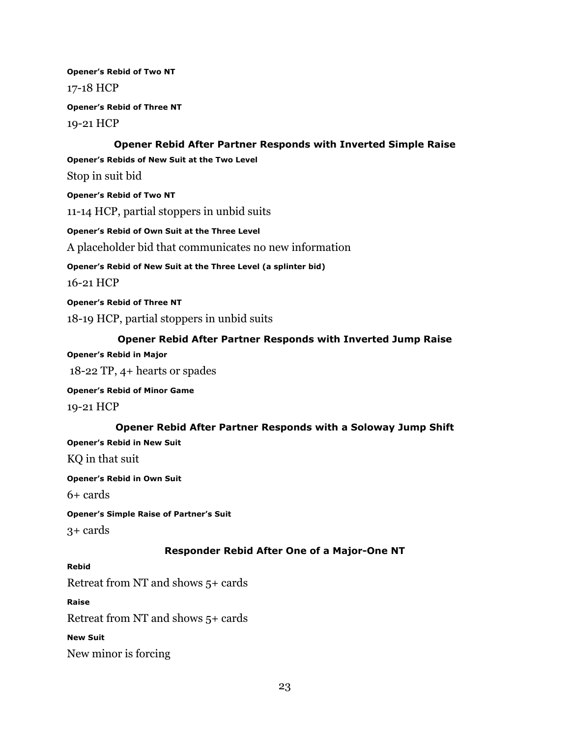#### Opener's Rebid of Two NT

17-18 HCP

#### Opener's Rebid of Three NT

19-21 HCP

### Opener Rebid After Partner Responds with Inverted Simple Raise

#### Opener's Rebids of New Suit at the Two Level

Stop in suit bid

#### Opener's Rebid of Two NT

11-14 HCP, partial stoppers in unbid suits

#### Opener's Rebid of Own Suit at the Three Level

A placeholder bid that communicates no new information

#### Opener's Rebid of New Suit at the Three Level (a splinter bid)

16-21 HCP

#### Opener's Rebid of Three NT

18-19 HCP, partial stoppers in unbid suits

### Opener Rebid After Partner Responds with Inverted Jump Raise

#### Opener's Rebid in Major

18-22 TP, 4+ hearts or spades

#### Opener's Rebid of Minor Game

19-21 HCP

### Opener Rebid After Partner Responds with a Soloway Jump Shift

#### Opener's Rebid in New Suit

KQ in that suit

#### Opener's Rebid in Own Suit

6+ cards

#### Opener's Simple Raise of Partner's Suit

3+ cards

### Responder Rebid After One of a Major-One NT

#### Rebid

Retreat from NT and shows 5+ cards

#### Raise

Retreat from NT and shows 5+ cards

#### New Suit

New minor is forcing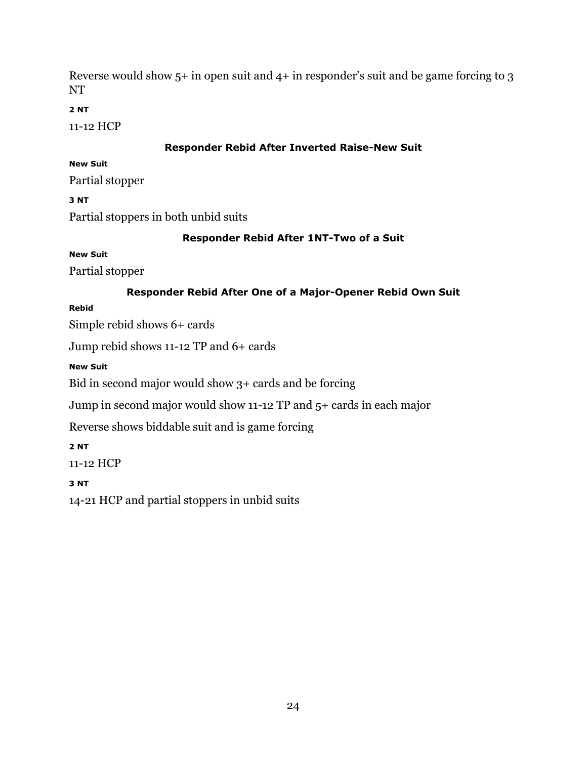Reverse would show 5+ in open suit and 4+ in responder's suit and be game forcing to 3 NT

**2 NT**

11-12 HCP

### Responder Rebid After Inverted Raise-New Suit

**New Suit**

Partial stopper

**3 NT**

Partial stoppers in both unbid suits

### Responder Rebid After 1NT-Two of a Suit

**New Suit**

Partial stopper

### Responder Rebid After One of a Major-Opener Rebid Own Suit

**Rebid**

Simple rebid shows 6+ cards

Jump rebid shows 11-12 TP and 6+ cards

**New Suit**

Bid in second major would show 3+ cards and be forcing

Jump in second major would show 11-12 TP and 5+ cards in each major

Reverse shows biddable suit and is game forcing

**2 NT**

11-12 HCP

**3 NT**

14-21 HCP and partial stoppers in unbid suits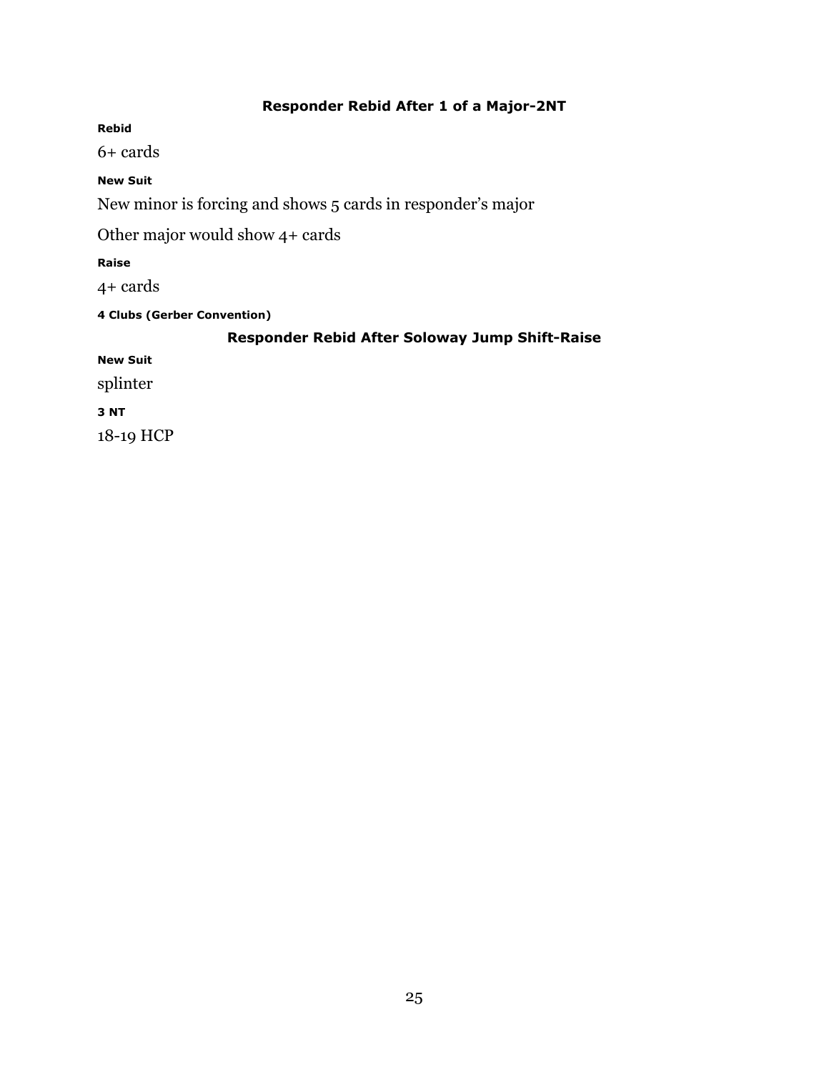## Responder Rebid After 1 of a Major-2NT

#### Rebid

6+ cards

#### New Suit

New minor is forcing and shows 5 cards in responder's major

Other major would show 4+ cards

#### Raise

4+ cards

#### 4 Clubs (Gerber Convention)

## Responder Rebid After Soloway Jump Shift-Raise

#### New Suit

splinter

#### 3 NT

18-19 HCP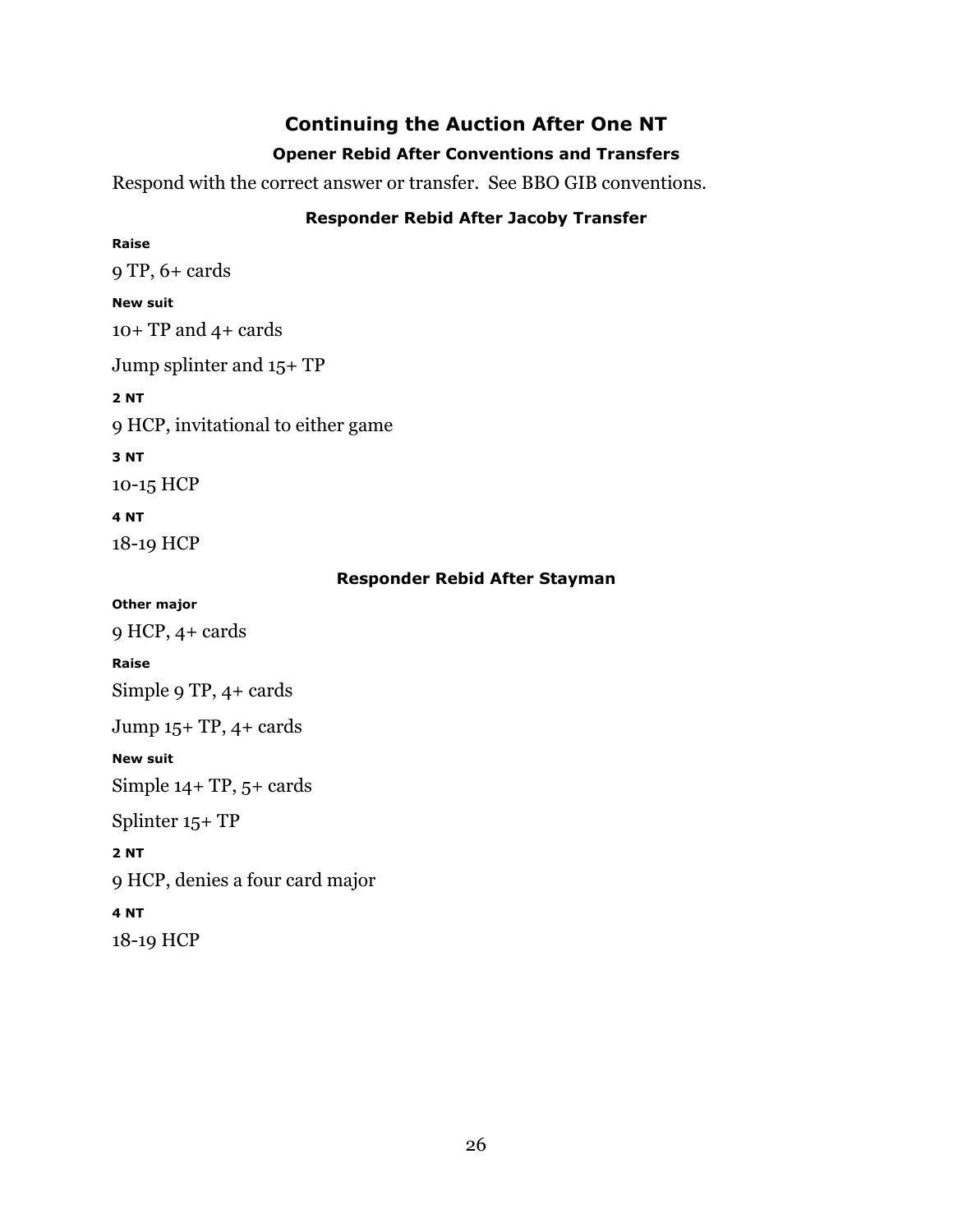## Continuing the Auction After One NT

### Opener Rebid After Conventions and Transfers

Respond with the correct answer or transfer. See BBO GIB conventions.

### Responder Rebid After Jacoby Transfer

**Raise**

9 TP, 6+ cards

**New suit**

10+ TP and 4+ cards

Jump splinter and 15+ TP

**2 NT**

9 HCP, invitational to either game

**3 NT**

10-15 HCP

**4 NT**

18-19 HCP

### Responder Rebid After Stayman

**Other major**

9 HCP, 4+ cards

**Raise**

Simple 9 TP, 4+ cards

Jump 15+ TP, 4+ cards

**New suit**

Simple 14+ TP, 5+ cards

Splinter 15+ TP

**2 NT**

9 HCP, denies a four card major

**4 NT**

18-19 HCP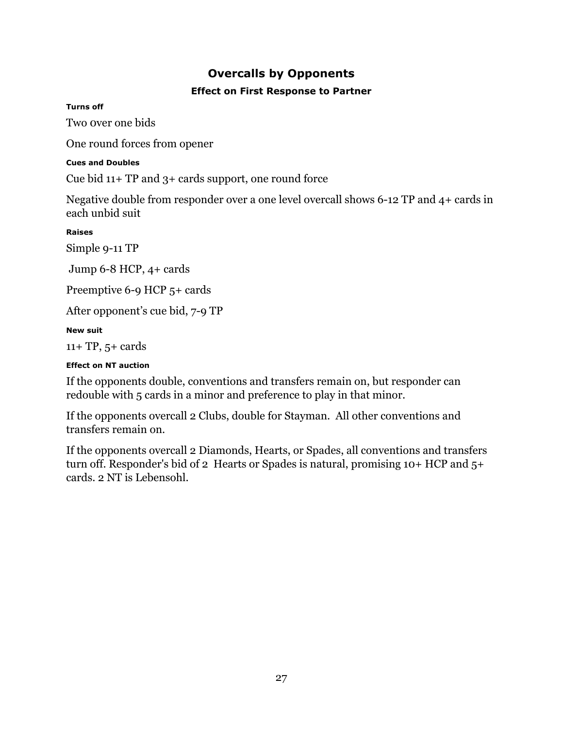## Overcalls by Opponents

### Effect on First Response to Partner

##### Turns off

Two over one bids

One round forces from opener

##### Cues and Doubles

Cue bid 11+ TP and 3+ cards support, one round force

Negative double from responder over a one level overcall shows 6-12 TP and 4+ cards in each unbid suit

##### Raises

Simple 9-11 TP

Jump 6-8 HCP, 4+ cards

Preemptive 6-9 HCP 5+ cards

After opponent's cue bid, 7-9 TP

##### New suit

11+ TP, 5+ cards

##### Effect on NT auction

If the opponents double, conventions and transfers remain on, but responder can redouble with 5 cards in a minor and preference to play in that minor.

If the opponents overcall 2 Clubs, double for Stayman. All other conventions and transfers remain on.

If the opponents overcall 2 Diamonds, Hearts, or Spades, all conventions and transfers turn off. Responder's bid of 2 Hearts or Spades is natural, promising 10+ HCP and 5+ cards. 2 NT is Lebensohl.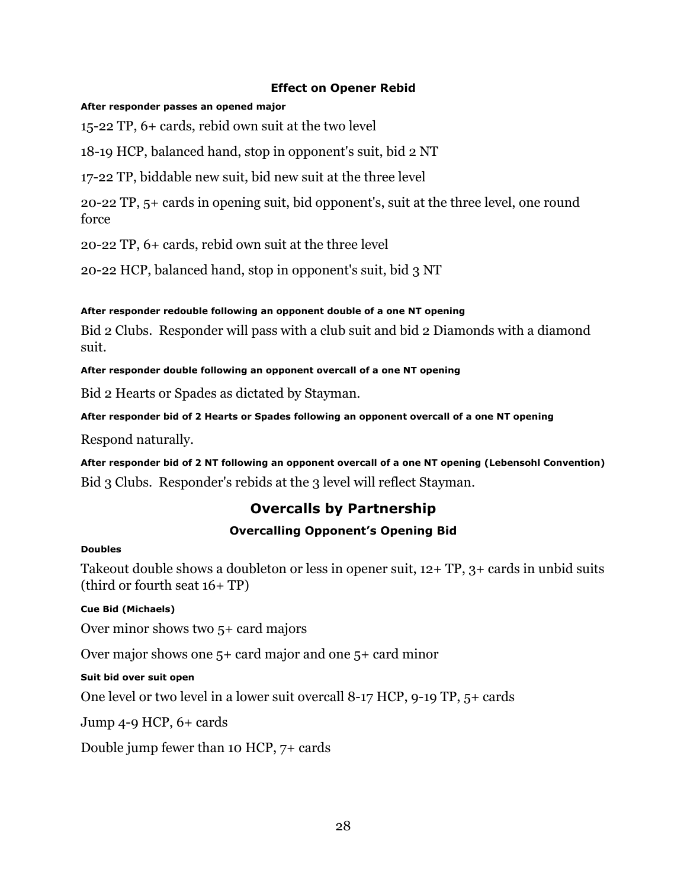### Effect on Opener Rebid

##### After responder passes an opened major

15-22 TP, 6+ cards, rebid own suit at the two level

18-19 HCP, balanced hand, stop in opponent's suit, bid 2 NT

17-22 TP, biddable new suit, bid new suit at the three level

20-22 TP, 5+ cards in opening suit, bid opponent's, suit at the three level, one round force

20-22 TP, 6+ cards, rebid own suit at the three level

20-22 HCP, balanced hand, stop in opponent's suit, bid 3 NT

##### After responder redouble following an opponent double of a one NT opening

Bid 2 Clubs. Responder will pass with a club suit and bid 2 Diamonds with a diamond suit.

##### After responder double following an opponent overcall of a one NT opening

Bid 2 Hearts or Spades as dictated by Stayman.

##### After responder bid of 2 Hearts or Spades following an opponent overcall of a one NT opening

Respond naturally.

##### After responder bid of 2 NT following an opponent overcall of a one NT opening (Lebensohl Convention)

Bid 3 Clubs. Responder's rebids at the 3 level will reflect Stayman.

## Overcalls by Partnership

### Overcalling Opponent's Opening Bid

##### Doubles

Takeout double shows a doubleton or less in opener suit, 12+ TP, 3+ cards in unbid suits (third or fourth seat 16+ TP)

##### Cue Bid (Michaels)

Over minor shows two 5+ card majors

Over major shows one 5+ card major and one 5+ card minor

##### Suit bid over suit open

One level or two level in a lower suit overcall 8-17 HCP, 9-19 TP, 5+ cards

Jump 4-9 HCP, 6+ cards

Double jump fewer than 10 HCP, 7+ cards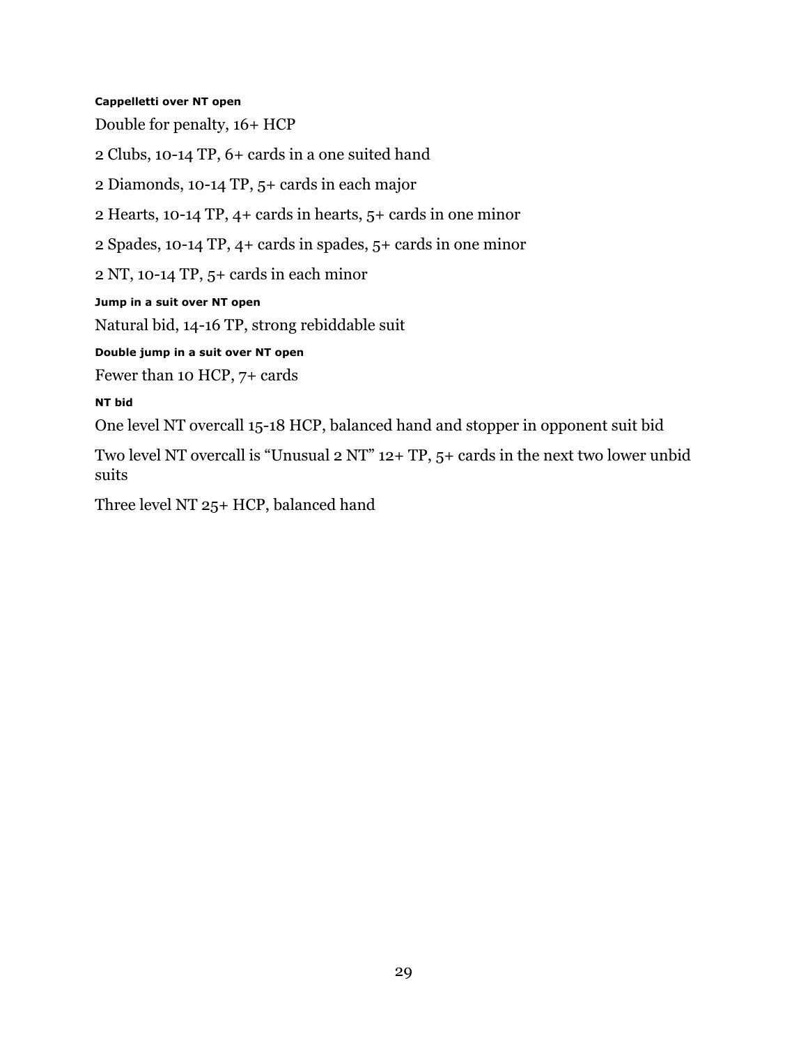#### Cappelletti over NT open

Double for penalty, 16+ HCP

2 Clubs, 10-14 TP, 6+ cards in a one suited hand

2 Diamonds, 10-14 TP, 5+ cards in each major

2 Hearts, 10-14 TP, 4+ cards in hearts, 5+ cards in one minor

2 Spades, 10-14 TP, 4+ cards in spades, 5+ cards in one minor

2 NT, 10-14 TP, 5+ cards in each minor

#### Jump in a suit over NT open

Natural bid, 14-16 TP, strong rebiddable suit

#### Double jump in a suit over NT open

Fewer than 10 HCP, 7+ cards

#### NT bid

One level NT overcall 15-18 HCP, balanced hand and stopper in opponent suit bid

Two level NT overcall is “Unusual 2 NT” 12+ TP, 5+ cards in the next two lower unbid suits

Three level NT 25+ HCP, balanced hand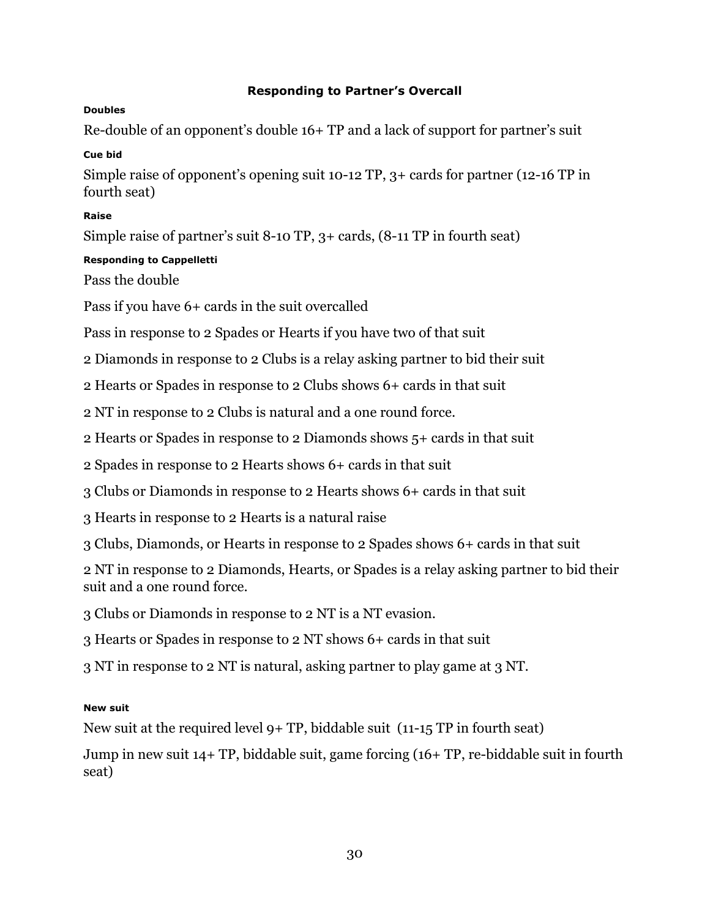## Responding to Partner's Overcall

#### Doubles

Re-double of an opponent's double 16+ TP and a lack of support for partner's suit

#### Cue bid

Simple raise of opponent's opening suit 10-12 TP, 3+ cards for partner (12-16 TP in fourth seat)

#### Raise

Simple raise of partner's suit 8-10 TP, 3+ cards, (8-11 TP in fourth seat)

#### Responding to Cappelletti

Pass the double

Pass if you have 6+ cards in the suit overcalled

Pass in response to 2 Spades or Hearts if you have two of that suit

2 Diamonds in response to 2 Clubs is a relay asking partner to bid their suit

2 Hearts or Spades in response to 2 Clubs shows 6+ cards in that suit

2 NT in response to 2 Clubs is natural and a one round force.

2 Hearts or Spades in response to 2 Diamonds shows 5+ cards in that suit

2 Spades in response to 2 Hearts shows 6+ cards in that suit

3 Clubs or Diamonds in response to 2 Hearts shows 6+ cards in that suit

3 Hearts in response to 2 Hearts is a natural raise

3 Clubs, Diamonds, or Hearts in response to 2 Spades shows 6+ cards in that suit

2 NT in response to 2 Diamonds, Hearts, or Spades is a relay asking partner to bid their suit and a one round force.

3 Clubs or Diamonds in response to 2 NT is a NT evasion.

3 Hearts or Spades in response to 2 NT shows 6+ cards in that suit

3 NT in response to 2 NT is natural, asking partner to play game at 3 NT.

#### New suit

New suit at the required level 9+ TP, biddable suit (11-15 TP in fourth seat)

Jump in new suit 14+ TP, biddable suit, game forcing (16+ TP, re-biddable suit in fourth seat)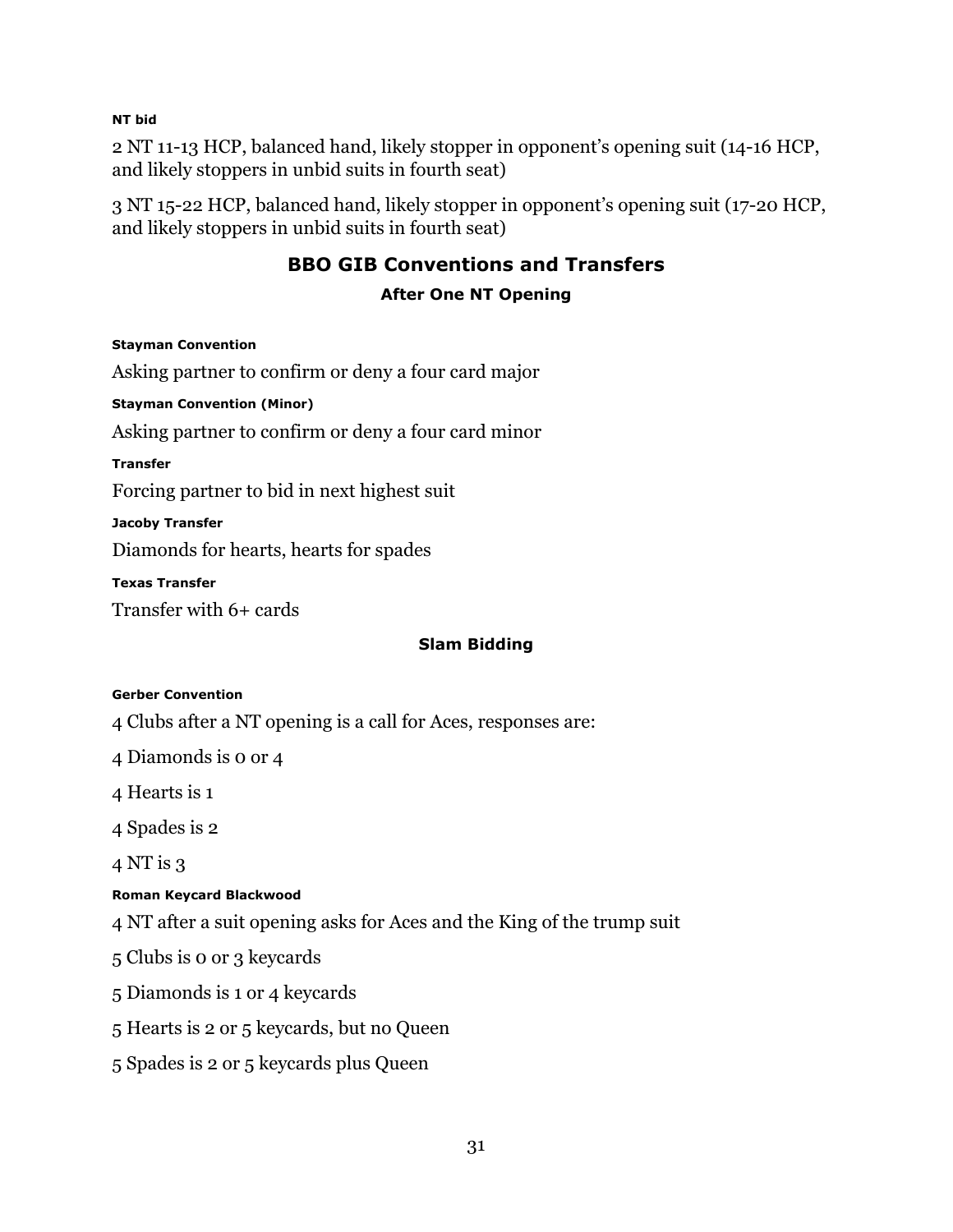#### NT bid

2 NT 11-13 HCP, balanced hand, likely stopper in opponent's opening suit (14-16 HCP, and likely stoppers in unbid suits in fourth seat)

3 NT 15-22 HCP, balanced hand, likely stopper in opponent's opening suit (17-20 HCP, and likely stoppers in unbid suits in fourth seat)

## BBO GIB Conventions and Transfers

### After One NT Opening

#### Stayman Convention

Asking partner to confirm or deny a four card major

#### Stayman Convention (Minor)

Asking partner to confirm or deny a four card minor

#### Transfer

Forcing partner to bid in next highest suit

#### Jacoby Transfer

Diamonds for hearts, hearts for spades

#### Texas Transfer

Transfer with 6+ cards

### Slam Bidding

#### Gerber Convention

4 Clubs after a NT opening is a call for Aces, responses are:

4 Diamonds is 0 or 4

4 Hearts is 1

4 Spades is 2

4 NT is 3

#### Roman Keycard Blackwood

4 NT after a suit opening asks for Aces and the King of the trump suit

5 Clubs is 0 or 3 keycards

5 Diamonds is 1 or 4 keycards

5 Hearts is 2 or 5 keycards, but no Queen

5 Spades is 2 or 5 keycards plus Queen